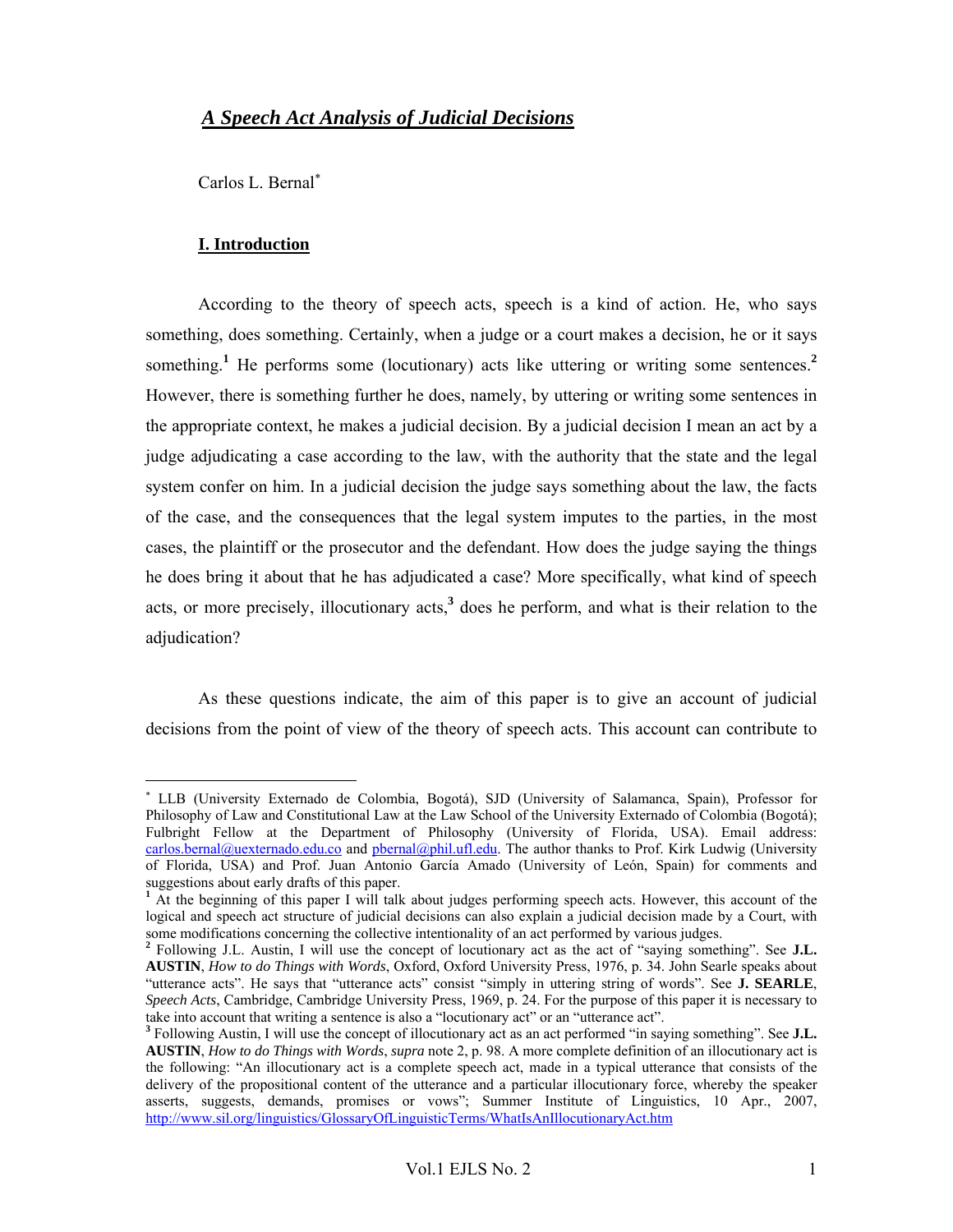# *A Speech Act Analysis of Judicial Decisions*

Carlos L. Bernal[*]

## I. Introduction

According to the theory of speech acts, speech is a kind of action. He, who says something, does something. Certainly, when a judge or a court makes a decision, he or it says something.[1] He performs some (locutionary) acts like uttering or writing some sentences.[2] However, there is something further he does, namely, by uttering or writing some sentences in the appropriate context, he makes a judicial decision. By a judicial decision I mean an act by a judge adjudicating a case according to the law, with the authority that the state and the legal system confer on him. In a judicial decision the judge says something about the law, the facts of the case, and the consequences that the legal system imputes to the parties, in the most cases, the plaintiff or the prosecutor and the defendant. How does the judge saying the things he does bring it about that he has adjudicated a case? More specifically, what kind of speech acts, or more precisely, illocutionary acts,[3] does he perform, and what is their relation to the adjudication?

As these questions indicate, the aim of this paper is to give an account of judicial decisions from the point of view of the theory of speech acts. This account can contribute to

---

[*] LLB (University Externado de Colombia, Bogotá), SJD (University of Salamanca, Spain), Professor for Philosophy of Law and Constitutional Law at the Law School of the University Externado of Colombia (Bogotá); Fulbright Fellow at the Department of Philosophy (University of Florida, USA). Email address: carlos.bernal@uexternado.edu.co and pbernal@phil.ufl.edu. The author thanks to Prof. Kirk Ludwig (University of Florida, USA) and Prof. Juan Antonio García Amado (University of León, Spain) for comments and suggestions about early drafts of this paper.

[1] At the beginning of this paper I will talk about judges performing speech acts. However, this account of the logical and speech act structure of judicial decisions can also explain a judicial decision made by a Court, with some modifications concerning the collective intentionality of an act performed by various judges.

[2] Following J.L. Austin, I will use the concept of locutionary act as the act of "saying something". See **J.L. AUSTIN**, *How to do Things with Words*, Oxford, Oxford University Press, 1976, p. 34. John Searle speaks about "utterance acts". He says that "utterance acts" consist "simply in uttering string of words". See **J. SEARLE**, *Speech Acts*, Cambridge, Cambridge University Press, 1969, p. 24. For the purpose of this paper it is necessary to take into account that writing a sentence is also a "locutionary act" or an "utterance act".

[3] Following Austin, I will use the concept of illocutionary act as an act performed "in saying something". See **J.L. AUSTIN**, *How to do Things with Words*, *supra* note 2, p. 98. A more complete definition of an illocutionary act is the following: "An illocutionary act is a complete speech act, made in a typical utterance that consists of the delivery of the propositional content of the utterance and a particular illocutionary force, whereby the speaker asserts, suggests, demands, promises or vows"; Summer Institute of Linguistics, 10 Apr., 2007, http://www.sil.org/linguistics/GlossaryOfLinguisticTerms/WhatIsAnIllocutionaryAct.htm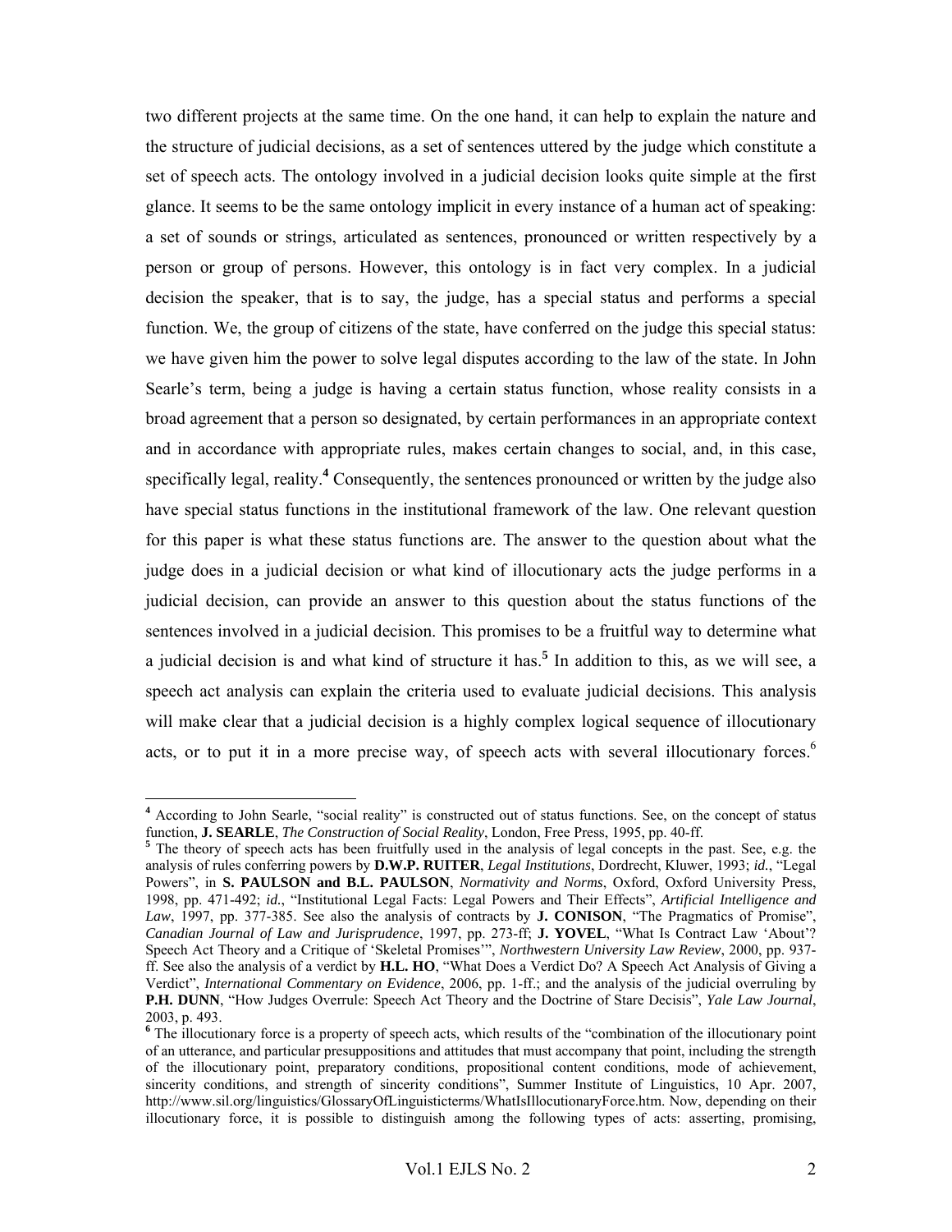two different projects at the same time. On the one hand, it can help to explain the nature and the structure of judicial decisions, as a set of sentences uttered by the judge which constitute a set of speech acts. The ontology involved in a judicial decision looks quite simple at the first glance. It seems to be the same ontology implicit in every instance of a human act of speaking: a set of sounds or strings, articulated as sentences, pronounced or written respectively by a person or group of persons. However, this ontology is in fact very complex. In a judicial decision the speaker, that is to say, the judge, has a special status and performs a special function. We, the group of citizens of the state, have conferred on the judge this special status: we have given him the power to solve legal disputes according to the law of the state. In John Searle's term, being a judge is having a certain status function, whose reality consists in a broad agreement that a person so designated, by certain performances in an appropriate context and in accordance with appropriate rules, makes certain changes to social, and, in this case, specifically legal, reality.[4] Consequently, the sentences pronounced or written by the judge also have special status functions in the institutional framework of the law. One relevant question for this paper is what these status functions are. The answer to the question about what the judge does in a judicial decision or what kind of illocutionary acts the judge performs in a judicial decision, can provide an answer to this question about the status functions of the sentences involved in a judicial decision. This promises to be a fruitful way to determine what a judicial decision is and what kind of structure it has.[5] In addition to this, as we will see, a speech act analysis can explain the criteria used to evaluate judicial decisions. This analysis will make clear that a judicial decision is a highly complex logical sequence of illocutionary acts, or to put it in a more precise way, of speech acts with several illocutionary forces.[6]

---

[4] According to John Searle, "social reality" is constructed out of status functions. See, on the concept of status function, **J. SEARLE**, *The Construction of Social Reality*, London, Free Press, 1995, pp. 40-ff.

[5] The theory of speech acts has been fruitfully used in the analysis of legal concepts in the past. See, e.g. the analysis of rules conferring powers by **D.W.P. RUITER**, *Legal Institutions*, Dordrecht, Kluwer, 1993; *id.*, "Legal Powers", in **S. PAULSON and B.L. PAULSON**, *Normativity and Norms*, Oxford, Oxford University Press, 1998, pp. 471-492; *id*., "Institutional Legal Facts: Legal Powers and Their Effects", *Artificial Intelligence and Law*, 1997, pp. 377-385. See also the analysis of contracts by **J. CONISON**, "The Pragmatics of Promise", *Canadian Journal of Law and Jurisprudence*, 1997, pp. 273-ff; **J. YOVEL**, "What Is Contract Law 'About'? Speech Act Theory and a Critique of 'Skeletal Promises'", *Northwestern University Law Review*, 2000, pp. 937-ff. See also the analysis of a verdict by **H.L. HO**, "What Does a Verdict Do? A Speech Act Analysis of Giving a Verdict", *International Commentary on Evidence*, 2006, pp. 1-ff.; and the analysis of the judicial overruling by **P.H. DUNN**, "How Judges Overrule: Speech Act Theory and the Doctrine of Stare Decisis", *Yale Law Journal*, 2003, p. 493.

[6] The illocutionary force is a property of speech acts, which results of the "combination of the illocutionary point of an utterance, and particular presuppositions and attitudes that must accompany that point, including the strength of the illocutionary point, preparatory conditions, propositional content conditions, mode of achievement, sincerity conditions, and strength of sincerity conditions", Summer Institute of Linguistics, 10 Apr. 2007, http://www.sil.org/linguistics/GlossaryOfLinguisticterms/WhatIsIllocutionaryForce.htm. Now, depending on their illocutionary force, it is possible to distinguish among the following types of acts: asserting, promising,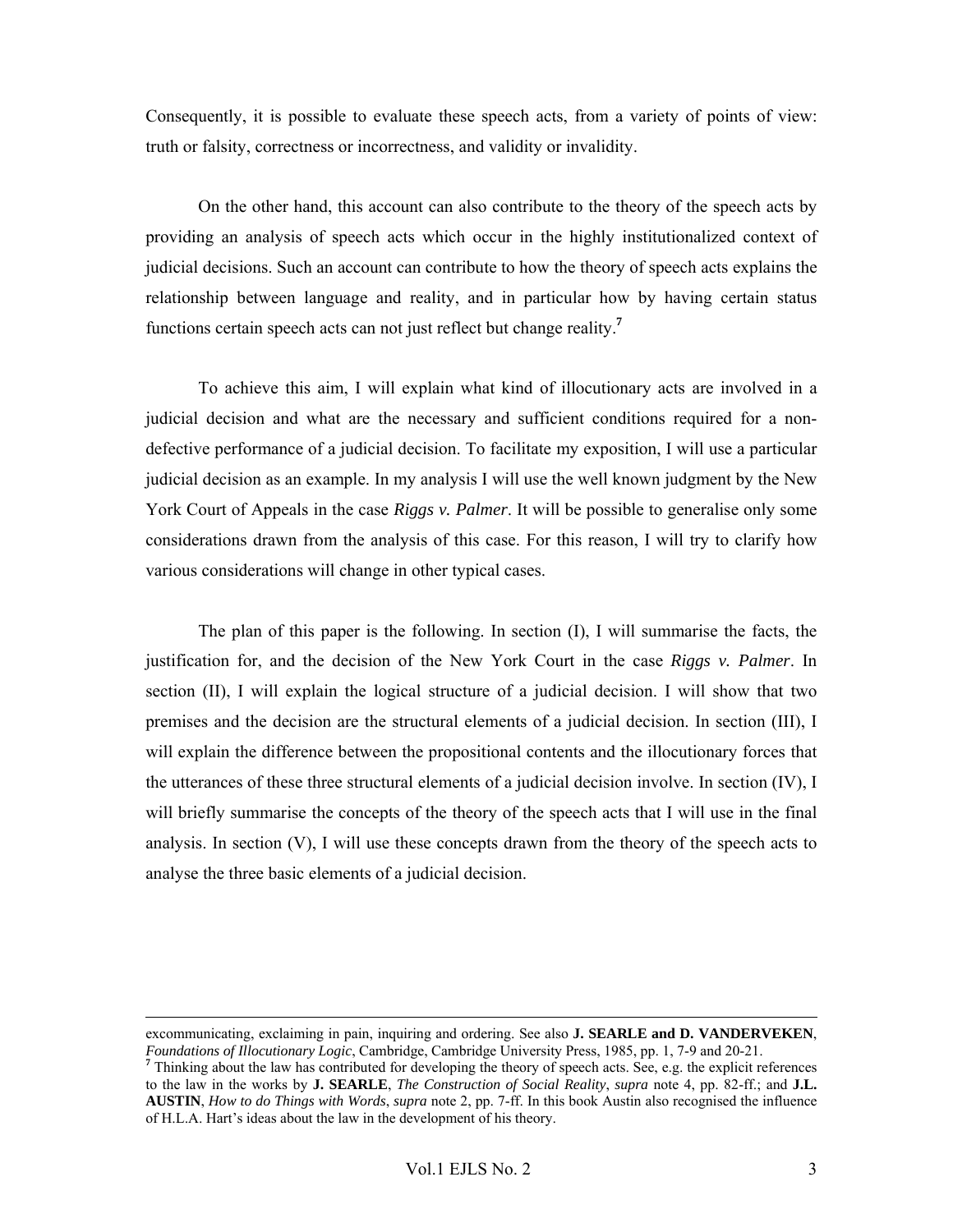Consequently, it is possible to evaluate these speech acts, from a variety of points of view: truth or falsity, correctness or incorrectness, and validity or invalidity.

On the other hand, this account can also contribute to the theory of the speech acts by providing an analysis of speech acts which occur in the highly institutionalized context of judicial decisions. Such an account can contribute to how the theory of speech acts explains the relationship between language and reality, and in particular how by having certain status functions certain speech acts can not just reflect but change reality.[7]

To achieve this aim, I will explain what kind of illocutionary acts are involved in a judicial decision and what are the necessary and sufficient conditions required for a non-defective performance of a judicial decision. To facilitate my exposition, I will use a particular judicial decision as an example. In my analysis I will use the well known judgment by the New York Court of Appeals in the case *Riggs v. Palmer*. It will be possible to generalise only some considerations drawn from the analysis of this case. For this reason, I will try to clarify how various considerations will change in other typical cases.

The plan of this paper is the following. In section (I), I will summarise the facts, the justification for, and the decision of the New York Court in the case *Riggs v. Palmer*. In section (II), I will explain the logical structure of a judicial decision. I will show that two premises and the decision are the structural elements of a judicial decision. In section (III), I will explain the difference between the propositional contents and the illocutionary forces that the utterances of these three structural elements of a judicial decision involve. In section (IV), I will briefly summarise the concepts of the theory of the speech acts that I will use in the final analysis. In section (V), I will use these concepts drawn from the theory of the speech acts to analyse the three basic elements of a judicial decision.

---

excommunicating, exclaiming in pain, inquiring and ordering. See also **J. SEARLE and D. VANDERVEKEN**, *Foundations of Illocutionary Logic*, Cambridge, Cambridge University Press, 1985, pp. 1, 7-9 and 20-21.

[7] Thinking about the law has contributed for developing the theory of speech acts. See, e.g. the explicit references to the law in the works by **J. SEARLE**, *The Construction of Social Reality*, *supra* note 4, pp. 82-ff.; and **J.L. AUSTIN**, *How to do Things with Words*, *supra* note 2, pp. 7-ff. In this book Austin also recognised the influence of H.L.A. Hart's ideas about the law in the development of his theory.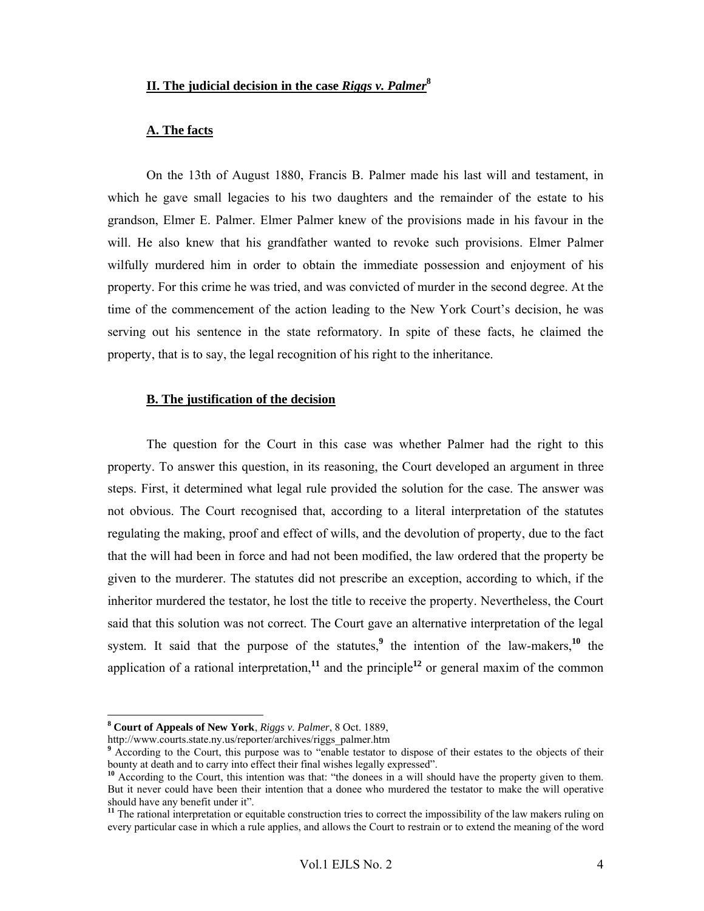## II. The judicial decision in the case *Riggs v. Palmer*[8]

### A. The facts

On the 13th of August 1880, Francis B. Palmer made his last will and testament, in which he gave small legacies to his two daughters and the remainder of the estate to his grandson, Elmer E. Palmer. Elmer Palmer knew of the provisions made in his favour in the will. He also knew that his grandfather wanted to revoke such provisions. Elmer Palmer wilfully murdered him in order to obtain the immediate possession and enjoyment of his property. For this crime he was tried, and was convicted of murder in the second degree. At the time of the commencement of the action leading to the New York Court's decision, he was serving out his sentence in the state reformatory. In spite of these facts, he claimed the property, that is to say, the legal recognition of his right to the inheritance.

### B. The justification of the decision

The question for the Court in this case was whether Palmer had the right to this property. To answer this question, in its reasoning, the Court developed an argument in three steps. First, it determined what legal rule provided the solution for the case. The answer was not obvious. The Court recognised that, according to a literal interpretation of the statutes regulating the making, proof and effect of wills, and the devolution of property, due to the fact that the will had been in force and had not been modified, the law ordered that the property be given to the murderer. The statutes did not prescribe an exception, according to which, if the inheritor murdered the testator, he lost the title to receive the property. Nevertheless, the Court said that this solution was not correct. The Court gave an alternative interpretation of the legal system. It said that the purpose of the statutes,[9] the intention of the law-makers,[10] the application of a rational interpretation,[11] and the principle[12] or general maxim of the common

---

[8] **Court of Appeals of New York**, *Riggs v. Palmer*, 8 Oct. 1889, http://www.courts.state.ny.us/reporter/archives/riggs_palmer.htm

[9] According to the Court, this purpose was to "enable testator to dispose of their estates to the objects of their bounty at death and to carry into effect their final wishes legally expressed".

[10] According to the Court, this intention was that: "the donees in a will should have the property given to them. But it never could have been their intention that a donee who murdered the testator to make the will operative should have any benefit under it".

[11] The rational interpretation or equitable construction tries to correct the impossibility of the law makers ruling on every particular case in which a rule applies, and allows the Court to restrain or to extend the meaning of the word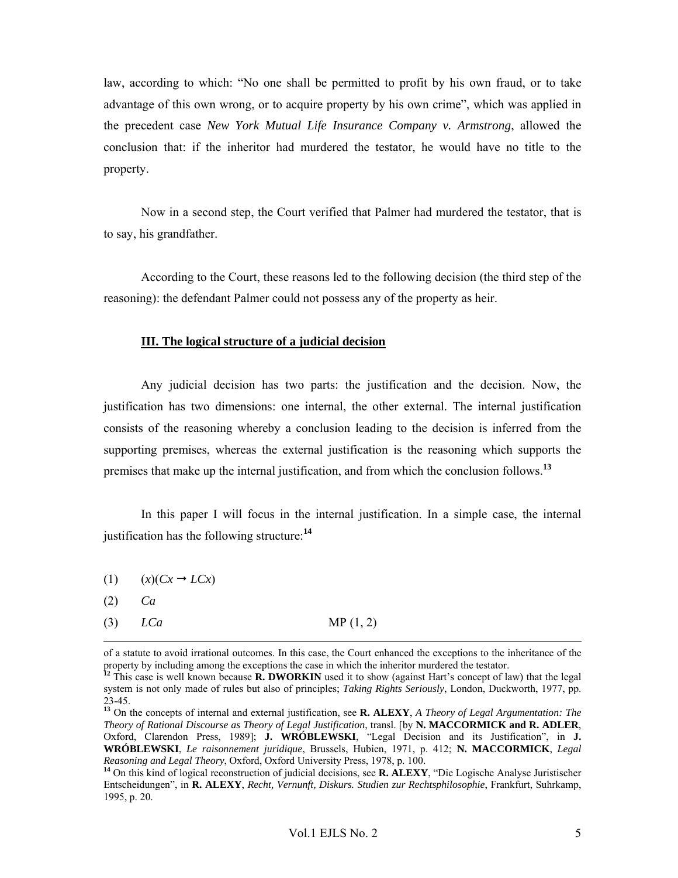law, according to which: "No one shall be permitted to profit by his own fraud, or to take advantage of this own wrong, or to acquire property by his own crime", which was applied in the precedent case *New York Mutual Life Insurance Company v. Armstrong*, allowed the conclusion that: if the inheritor had murdered the testator, he would have no title to the property.

Now in a second step, the Court verified that Palmer had murdered the testator, that is to say, his grandfather.

According to the Court, these reasons led to the following decision (the third step of the reasoning): the defendant Palmer could not possess any of the property as heir.

## III. The logical structure of a judicial decision

Any judicial decision has two parts: the justification and the decision. Now, the justification has two dimensions: one internal, the other external. The internal justification consists of the reasoning whereby a conclusion leading to the decision is inferred from the supporting premises, whereas the external justification is the reasoning which supports the premises that make up the internal justification, and from which the conclusion follows.[13]

In this paper I will focus in the internal justification. In a simple case, the internal justification has the following structure:[14]

(1) $(x)(Cx \rightarrow LCx)$

(2) $Ca$

(3) $LCa$ MP (1, 2)

---

of a statute to avoid irrational outcomes. In this case, the Court enhanced the exceptions to the inheritance of the property by including among the exceptions the case in which the inheritor murdered the testator.

[12] This case is well known because **R. DWORKIN** used it to show (against Hart's concept of law) that the legal system is not only made of rules but also of principles; *Taking Rights Seriously*, London, Duckworth, 1977, pp. 23-45.

[13] On the concepts of internal and external justification, see **R. ALEXY**, *A Theory of Legal Argumentation: The Theory of Rational Discourse as Theory of Legal Justification*, transl. [by **N. MACCORMICK and R. ADLER**, Oxford, Clarendon Press, 1989]; **J. WRÓBLEWSKI**, "Legal Decision and its Justification", in **J. WRÓBLEWSKI**, *Le raisonnement juridique*, Brussels, Hubien, 1971, p. 412; **N. MACCORMICK**, *Legal Reasoning and Legal Theory*, Oxford, Oxford University Press, 1978, p. 100.

[14] On this kind of logical reconstruction of judicial decisions, see **R. ALEXY**, "Die Logische Analyse Juristischer Entscheidungen", in **R. ALEXY**, *Recht, Vernunft, Diskurs. Studien zur Rechtsphilosophie*, Frankfurt, Suhrkamp, 1995, p. 20.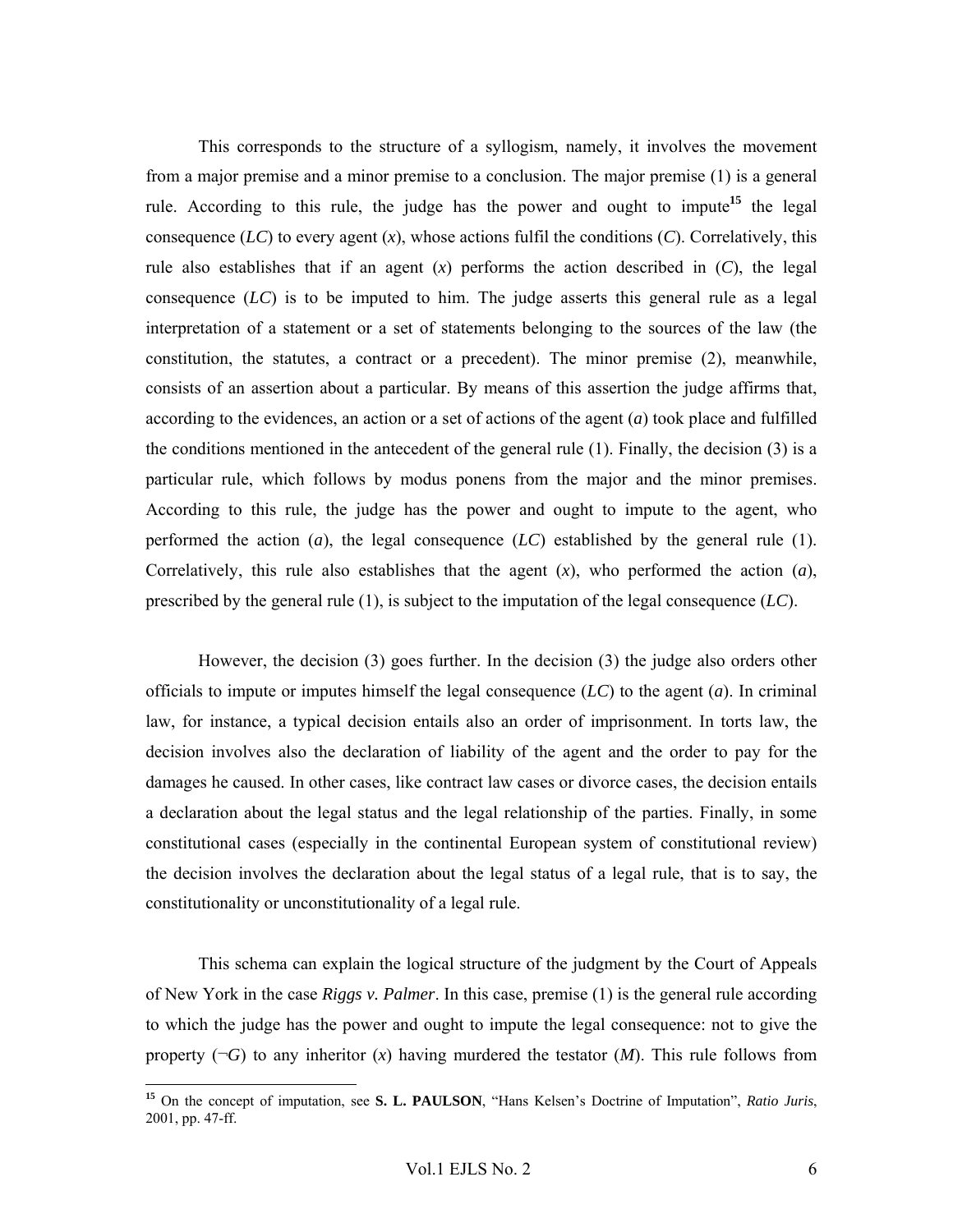This corresponds to the structure of a syllogism, namely, it involves the movement from a major premise and a minor premise to a conclusion. The major premise (1) is a general rule. According to this rule, the judge has the power and ought to impute[15] the legal consequence (*LC*) to every agent (*x*), whose actions fulfil the conditions (*C*). Correlatively, this rule also establishes that if an agent (*x*) performs the action described in (*C*), the legal consequence (*LC*) is to be imputed to him. The judge asserts this general rule as a legal interpretation of a statement or a set of statements belonging to the sources of the law (the constitution, the statutes, a contract or a precedent). The minor premise (2), meanwhile, consists of an assertion about a particular. By means of this assertion the judge affirms that, according to the evidences, an action or a set of actions of the agent (*a*) took place and fulfilled the conditions mentioned in the antecedent of the general rule (1). Finally, the decision (3) is a particular rule, which follows by modus ponens from the major and the minor premises. According to this rule, the judge has the power and ought to impute to the agent, who performed the action (*a*), the legal consequence (*LC*) established by the general rule (1). Correlatively, this rule also establishes that the agent (*x*), who performed the action (*a*), prescribed by the general rule (1), is subject to the imputation of the legal consequence (*LC*).

However, the decision (3) goes further. In the decision (3) the judge also orders other officials to impute or imputes himself the legal consequence (*LC*) to the agent (*a*). In criminal law, for instance, a typical decision entails also an order of imprisonment. In torts law, the decision involves also the declaration of liability of the agent and the order to pay for the damages he caused. In other cases, like contract law cases or divorce cases, the decision entails a declaration about the legal status and the legal relationship of the parties. Finally, in some constitutional cases (especially in the continental European system of constitutional review) the decision involves the declaration about the legal status of a legal rule, that is to say, the constitutionality or unconstitutionality of a legal rule.

This schema can explain the logical structure of the judgment by the Court of Appeals of New York in the case *Riggs v. Palmer*. In this case, premise (1) is the general rule according to which the judge has the power and ought to impute the legal consequence: not to give the property ($\neg G$) to any inheritor (*x*) having murdered the testator (*M*). This rule follows from

---

[15] On the concept of imputation, see **S. L. PAULSON**, "Hans Kelsen's Doctrine of Imputation", *Ratio Juris*, 2001, pp. 47-ff.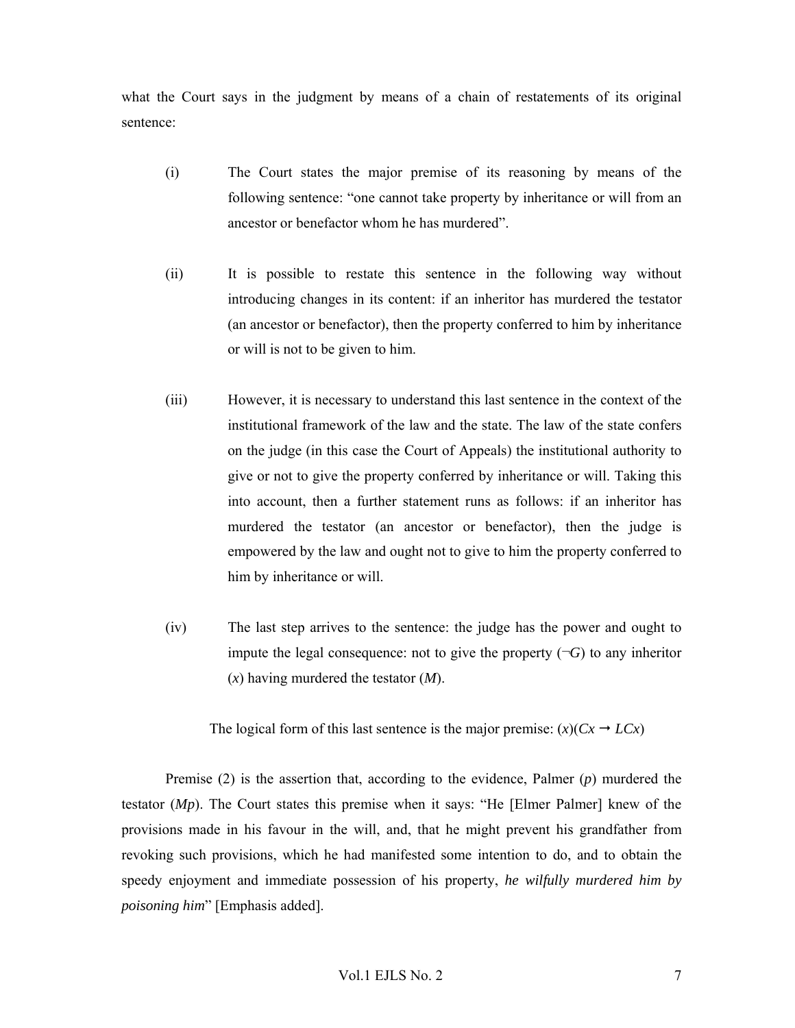what the Court says in the judgment by means of a chain of restatements of its original sentence:

(i) The Court states the major premise of its reasoning by means of the following sentence: "one cannot take property by inheritance or will from an ancestor or benefactor whom he has murdered".

(ii) It is possible to restate this sentence in the following way without introducing changes in its content: if an inheritor has murdered the testator (an ancestor or benefactor), then the property conferred to him by inheritance or will is not to be given to him.

(iii) However, it is necessary to understand this last sentence in the context of the institutional framework of the law and the state. The law of the state confers on the judge (in this case the Court of Appeals) the institutional authority to give or not to give the property conferred by inheritance or will. Taking this into account, then a further statement runs as follows: if an inheritor has murdered the testator (an ancestor or benefactor), then the judge is empowered by the law and ought not to give to him the property conferred to him by inheritance or will.

(iv) The last step arrives to the sentence: the judge has the power and ought to impute the legal consequence: not to give the property ($\neg G$) to any inheritor ($x$) having murdered the testator ($M$).

The logical form of this last sentence is the major premise: $(x)(Cx \rightarrow LCx)$

Premise (2) is the assertion that, according to the evidence, Palmer ($p$) murdered the testator ($Mp$). The Court states this premise when it says: "He [Elmer Palmer] knew of the provisions made in his favour in the will, and, that he might prevent his grandfather from revoking such provisions, which he had manifested some intention to do, and to obtain the speedy enjoyment and immediate possession of his property, *he wilfully murdered him by poisoning him*" [Emphasis added].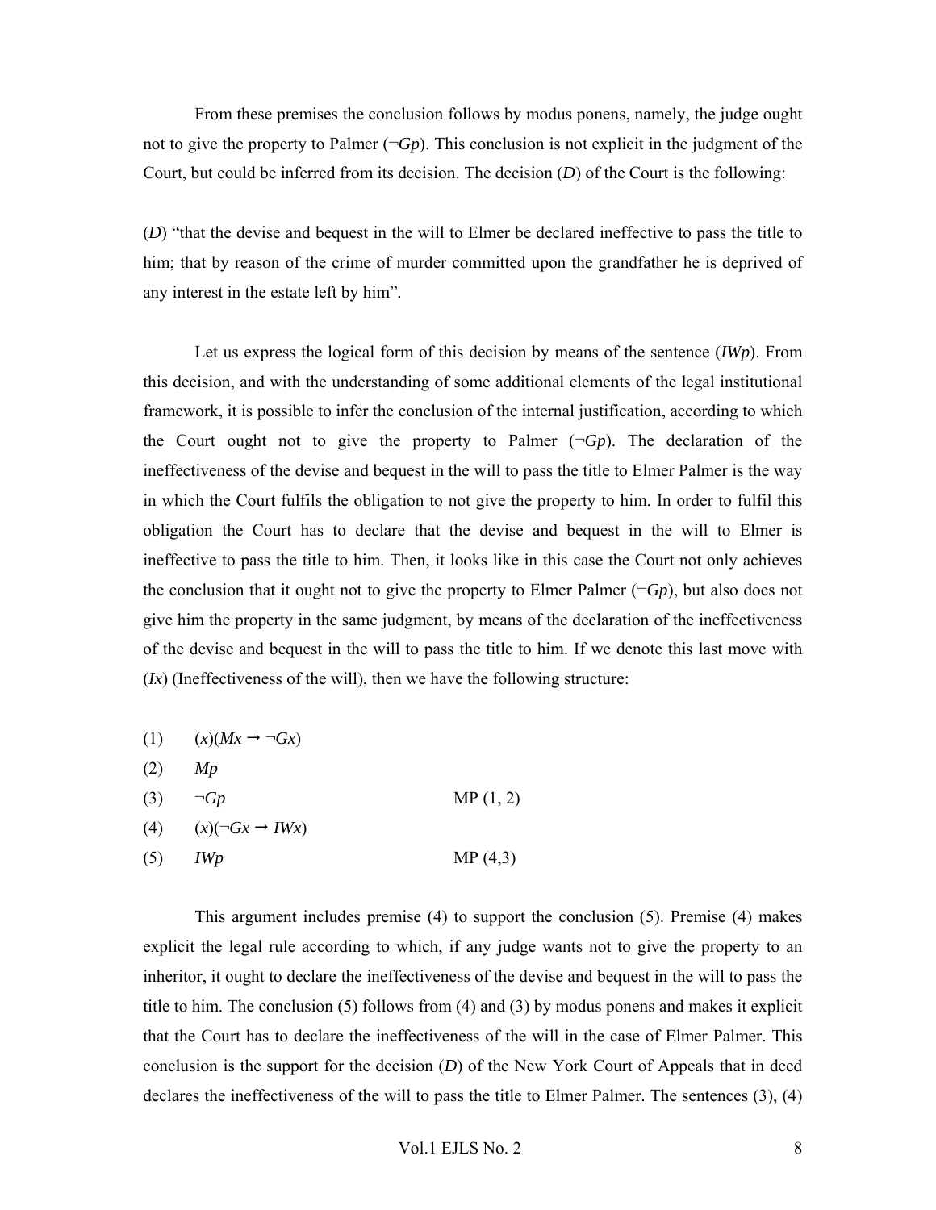From these premises the conclusion follows by modus ponens, namely, the judge ought not to give the property to Palmer ($\neg Gp$). This conclusion is not explicit in the judgment of the Court, but could be inferred from its decision. The decision (*D*) of the Court is the following:

(*D*) "that the devise and bequest in the will to Elmer be declared ineffective to pass the title to him; that by reason of the crime of murder committed upon the grandfather he is deprived of any interest in the estate left by him".

Let us express the logical form of this decision by means of the sentence ($IWp$). From this decision, and with the understanding of some additional elements of the legal institutional framework, it is possible to infer the conclusion of the internal justification, according to which the Court ought not to give the property to Palmer ($\neg Gp$). The declaration of the ineffectiveness of the devise and bequest in the will to pass the title to Elmer Palmer is the way in which the Court fulfils the obligation to not give the property to him. In order to fulfil this obligation the Court has to declare that the devise and bequest in the will to Elmer is ineffective to pass the title to him. Then, it looks like in this case the Court not only achieves the conclusion that it ought not to give the property to Elmer Palmer ($\neg Gp$), but also does not give him the property in the same judgment, by means of the declaration of the ineffectiveness of the devise and bequest in the will to pass the title to him. If we denote this last move with ($Ix$) (Ineffectiveness of the will), then we have the following structure:

(1) $(x)(Mx \rightarrow \neg Gx)$

(2) $Mp$

(3) $\neg Gp$ MP (1, 2)

(4) $(x)(\neg Gx \rightarrow IWx)$

(5) $IWp$ MP (4,3)

This argument includes premise (4) to support the conclusion (5). Premise (4) makes explicit the legal rule according to which, if any judge wants not to give the property to an inheritor, it ought to declare the ineffectiveness of the devise and bequest in the will to pass the title to him. The conclusion (5) follows from (4) and (3) by modus ponens and makes it explicit that the Court has to declare the ineffectiveness of the will in the case of Elmer Palmer. This conclusion is the support for the decision (*D*) of the New York Court of Appeals that in deed declares the ineffectiveness of the will to pass the title to Elmer Palmer. The sentences (3), (4)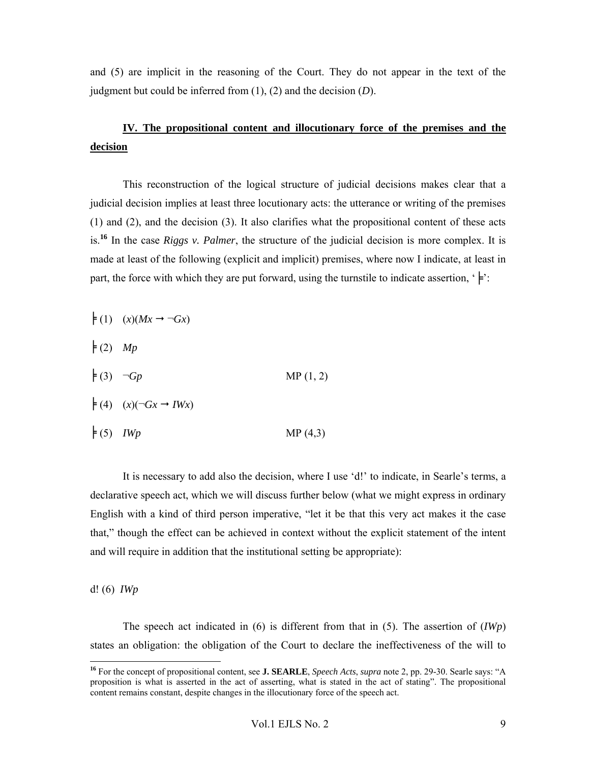and (5) are implicit in the reasoning of the Court. They do not appear in the text of the judgment but could be inferred from (1), (2) and the decision (*D*).

## IV. The propositional content and illocutionary force of the premises and the decision

This reconstruction of the logical structure of judicial decisions makes clear that a judicial decision implies at least three locutionary acts: the utterance or writing of the premises (1) and (2), and the decision (3). It also clarifies what the propositional content of these acts is.[16] In the case *Riggs v. Palmer*, the structure of the judicial decision is more complex. It is made at least of the following (explicit and implicit) premises, where now I indicate, at least in part, the force with which they are put forward, using the turnstile to indicate assertion, '⊨':

⊨ (1) $(x)(Mx \rightarrow \neg Gx)$

⊨ (2) $Mp$

⊨ (3) $\neg Gp$ MP (1, 2)

⊨ (4) $(x)(\neg Gx \rightarrow IWx)$

⊨ (5) $IWp$ MP (4,3)

It is necessary to add also the decision, where I use 'd!' to indicate, in Searle's terms, a declarative speech act, which we will discuss further below (what we might express in ordinary English with a kind of third person imperative, "let it be that this very act makes it the case that," though the effect can be achieved in context without the explicit statement of the intent and will require in addition that the institutional setting be appropriate):

d! (6) $IWp$

The speech act indicated in (6) is different from that in (5). The assertion of ($IWp$) states an obligation: the obligation of the Court to declare the ineffectiveness of the will to

[16] For the concept of propositional content, see **J. SEARLE**, *Speech Acts*, *supra* note 2, pp. 29-30. Searle says: "A proposition is what is asserted in the act of asserting, what is stated in the act of stating". The propositional content remains constant, despite changes in the illocutionary force of the speech act.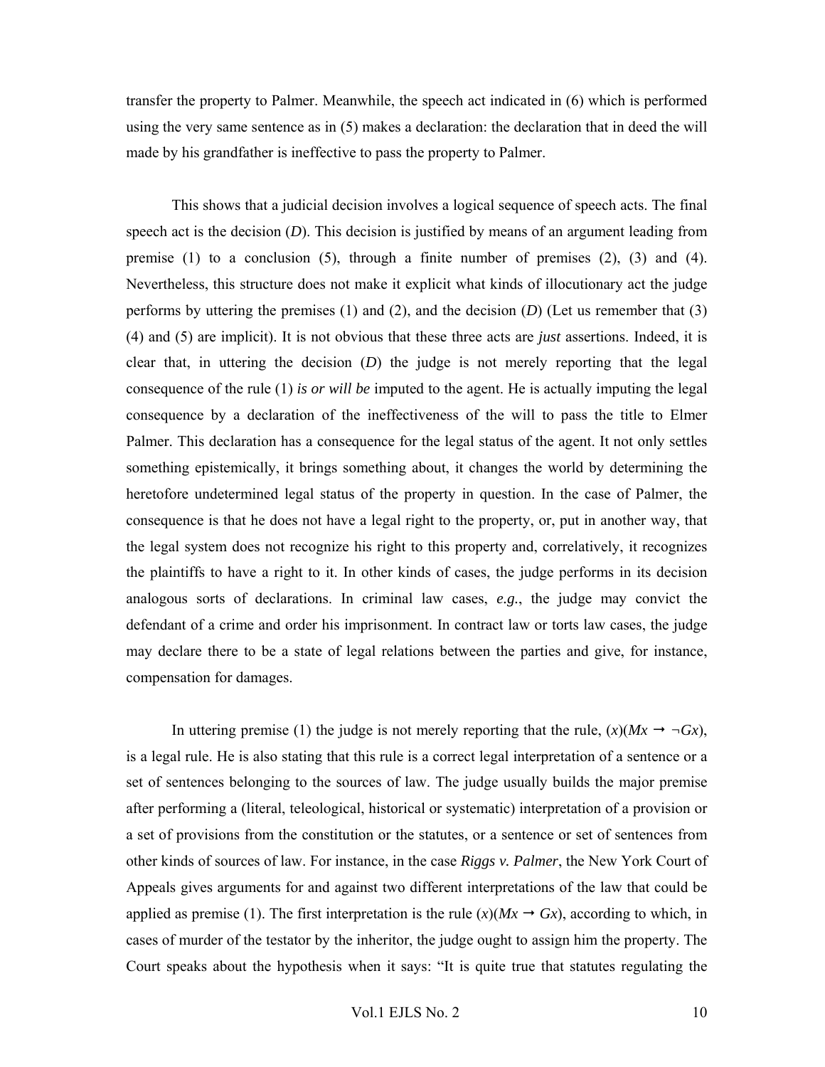transfer the property to Palmer. Meanwhile, the speech act indicated in (6) which is performed using the very same sentence as in (5) makes a declaration: the declaration that in deed the will made by his grandfather is ineffective to pass the property to Palmer.

This shows that a judicial decision involves a logical sequence of speech acts. The final speech act is the decision (*D*). This decision is justified by means of an argument leading from premise (1) to a conclusion (5), through a finite number of premises (2), (3) and (4). Nevertheless, this structure does not make it explicit what kinds of illocutionary act the judge performs by uttering the premises (1) and (2), and the decision (*D*) (Let us remember that (3) (4) and (5) are implicit). It is not obvious that these three acts are *just* assertions. Indeed, it is clear that, in uttering the decision (*D*) the judge is not merely reporting that the legal consequence of the rule (1) *is or will be* imputed to the agent. He is actually imputing the legal consequence by a declaration of the ineffectiveness of the will to pass the title to Elmer Palmer. This declaration has a consequence for the legal status of the agent. It not only settles something epistemically, it brings something about, it changes the world by determining the heretofore undetermined legal status of the property in question. In the case of Palmer, the consequence is that he does not have a legal right to the property, or, put in another way, that the legal system does not recognize his right to this property and, correlatively, it recognizes the plaintiffs to have a right to it. In other kinds of cases, the judge performs in its decision analogous sorts of declarations. In criminal law cases, *e.g.*, the judge may convict the defendant of a crime and order his imprisonment. In contract law or torts law cases, the judge may declare there to be a state of legal relations between the parties and give, for instance, compensation for damages.

In uttering premise (1) the judge is not merely reporting that the rule, $(x)(Mx \rightarrow \neg Gx)$, is a legal rule. He is also stating that this rule is a correct legal interpretation of a sentence or a set of sentences belonging to the sources of law. The judge usually builds the major premise after performing a (literal, teleological, historical or systematic) interpretation of a provision or a set of provisions from the constitution or the statutes, or a sentence or set of sentences from other kinds of sources of law. For instance, in the case ***Riggs v. Palmer***, the New York Court of Appeals gives arguments for and against two different interpretations of the law that could be applied as premise (1). The first interpretation is the rule $(x)(Mx \rightarrow Gx)$, according to which, in cases of murder of the testator by the inheritor, the judge ought to assign him the property. The Court speaks about the hypothesis when it says: "It is quite true that statutes regulating the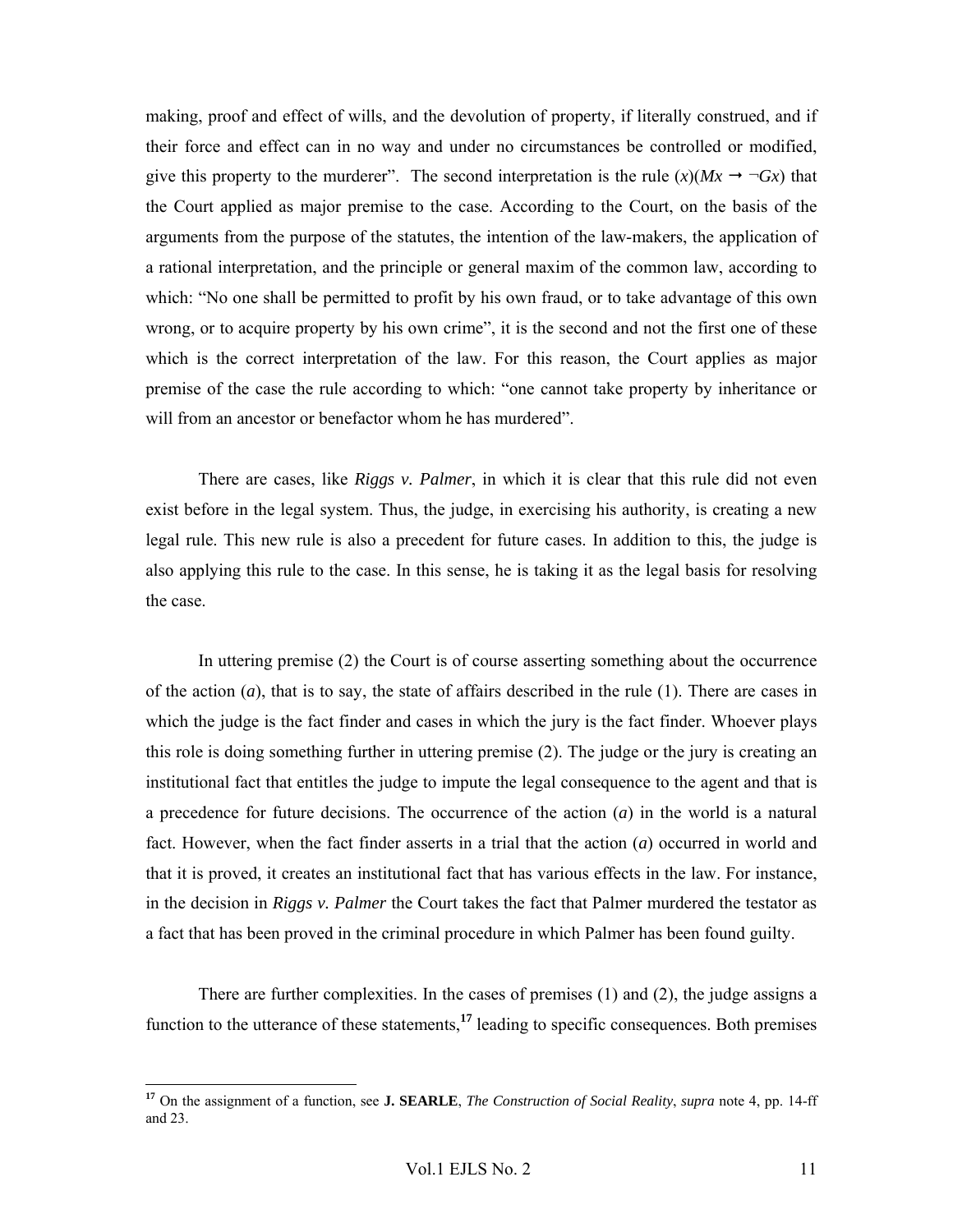making, proof and effect of wills, and the devolution of property, if literally construed, and if their force and effect can in no way and under no circumstances be controlled or modified, give this property to the murderer". The second interpretation is the rule $(x)(Mx \rightarrow \neg Gx)$ that the Court applied as major premise to the case. According to the Court, on the basis of the arguments from the purpose of the statutes, the intention of the law-makers, the application of a rational interpretation, and the principle or general maxim of the common law, according to which: "No one shall be permitted to profit by his own fraud, or to take advantage of this own wrong, or to acquire property by his own crime", it is the second and not the first one of these which is the correct interpretation of the law. For this reason, the Court applies as major premise of the case the rule according to which: "one cannot take property by inheritance or will from an ancestor or benefactor whom he has murdered".

There are cases, like *Riggs v. Palmer*, in which it is clear that this rule did not even exist before in the legal system. Thus, the judge, in exercising his authority, is creating a new legal rule. This new rule is also a precedent for future cases. In addition to this, the judge is also applying this rule to the case. In this sense, he is taking it as the legal basis for resolving the case.

In uttering premise (2) the Court is of course asserting something about the occurrence of the action (*a*), that is to say, the state of affairs described in the rule (1). There are cases in which the judge is the fact finder and cases in which the jury is the fact finder. Whoever plays this role is doing something further in uttering premise (2). The judge or the jury is creating an institutional fact that entitles the judge to impute the legal consequence to the agent and that is a precedence for future decisions. The occurrence of the action (*a*) in the world is a natural fact. However, when the fact finder asserts in a trial that the action (*a*) occurred in world and that it is proved, it creates an institutional fact that has various effects in the law. For instance, in the decision in *Riggs v. Palmer* the Court takes the fact that Palmer murdered the testator as a fact that has been proved in the criminal procedure in which Palmer has been found guilty.

There are further complexities. In the cases of premises (1) and (2), the judge assigns a function to the utterance of these statements,[17] leading to specific consequences. Both premises

[17] On the assignment of a function, see **J. SEARLE**, *The Construction of Social Reality*, *supra* note 4, pp. 14-ff and 23.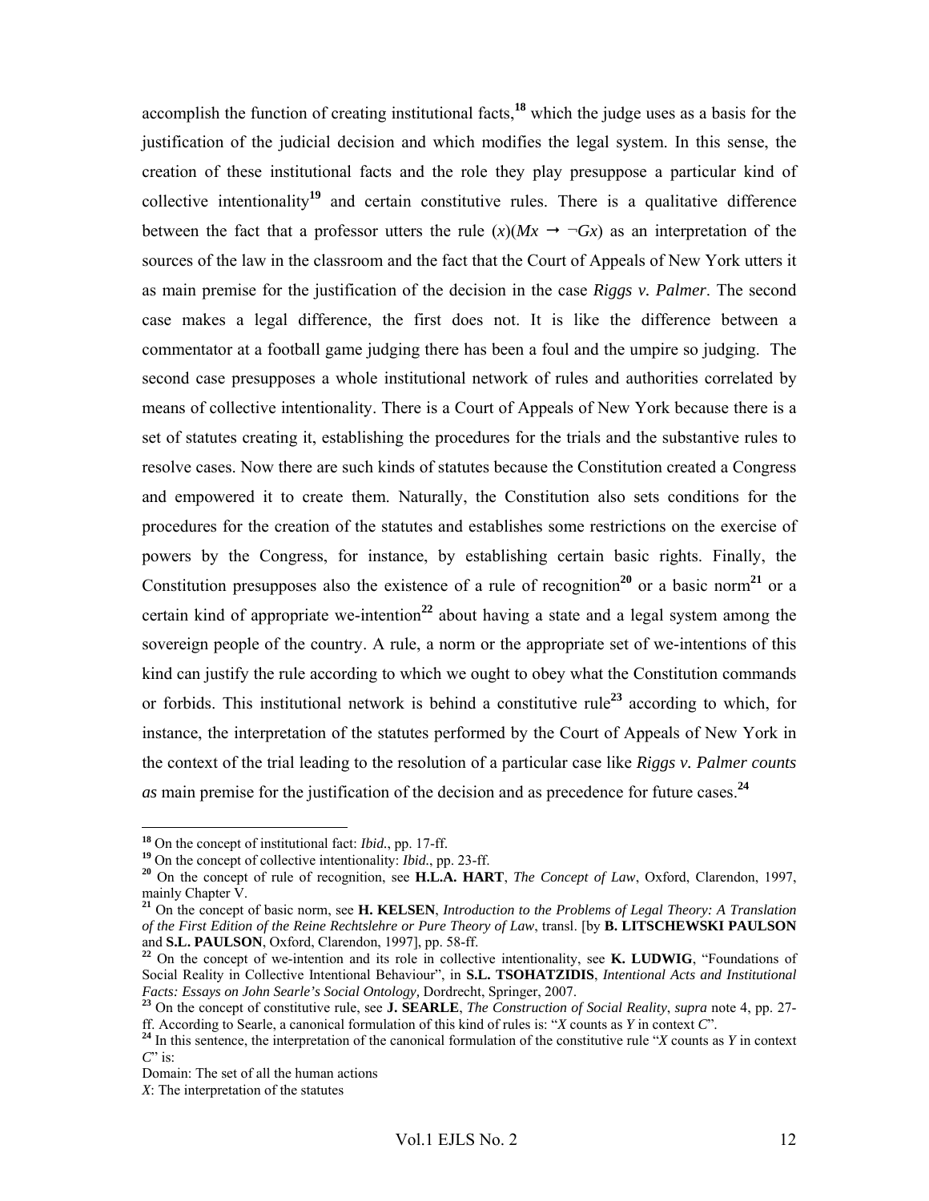accomplish the function of creating institutional facts,[18] which the judge uses as a basis for the justification of the judicial decision and which modifies the legal system. In this sense, the creation of these institutional facts and the role they play presuppose a particular kind of collective intentionality[19] and certain constitutive rules. There is a qualitative difference between the fact that a professor utters the rule $(x)(Mx \rightarrow \neg Gx)$ as an interpretation of the sources of the law in the classroom and the fact that the Court of Appeals of New York utters it as main premise for the justification of the decision in the case *Riggs v. Palmer*. The second case makes a legal difference, the first does not. It is like the difference between a commentator at a football game judging there has been a foul and the umpire so judging. The second case presupposes a whole institutional network of rules and authorities correlated by means of collective intentionality. There is a Court of Appeals of New York because there is a set of statutes creating it, establishing the procedures for the trials and the substantive rules to resolve cases. Now there are such kinds of statutes because the Constitution created a Congress and empowered it to create them. Naturally, the Constitution also sets conditions for the procedures for the creation of the statutes and establishes some restrictions on the exercise of powers by the Congress, for instance, by establishing certain basic rights. Finally, the Constitution presupposes also the existence of a rule of recognition[20] or a basic norm[21] or a certain kind of appropriate we-intention[22] about having a state and a legal system among the sovereign people of the country. A rule, a norm or the appropriate set of we-intentions of this kind can justify the rule according to which we ought to obey what the Constitution commands or forbids. This institutional network is behind a constitutive rule[23] according to which, for instance, the interpretation of the statutes performed by the Court of Appeals of New York in the context of the trial leading to the resolution of a particular case like *Riggs v. Palmer counts as* main premise for the justification of the decision and as precedence for future cases.[24]

---

[18] On the concept of institutional fact: *Ibid.*, pp. 17-ff.

[19] On the concept of collective intentionality: *Ibid.*, pp. 23-ff.

[20] On the concept of rule of recognition, see **H.L.A. HART**, *The Concept of Law*, Oxford, Clarendon, 1997, mainly Chapter V.

[21] On the concept of basic norm, see **H. KELSEN**, *Introduction to the Problems of Legal Theory: A Translation of the First Edition of the Reine Rechtslehre or Pure Theory of Law*, transl. [by **B. LITSCHEWSKI PAULSON** and **S.L. PAULSON**, Oxford, Clarendon, 1997], pp. 58-ff.

[22] On the concept of we-intention and its role in collective intentionality, see **K. LUDWIG**, "Foundations of Social Reality in Collective Intentional Behaviour", in **S.L. TSOHATZIDIS**, *Intentional Acts and Institutional Facts: Essays on John Searle's Social Ontology,* Dordrecht, Springer, 2007.

[23] On the concept of constitutive rule, see **J. SEARLE**, *The Construction of Social Reality*, *supra* note 4, pp. 27-ff. According to Searle, a canonical formulation of this kind of rules is: "*X* counts as *Y* in context *C*".

[24] In this sentence, the interpretation of the canonical formulation of the constitutive rule "*X* counts as *Y* in context *C*" is:

Domain: The set of all the human actions

*X*: The interpretation of the statutes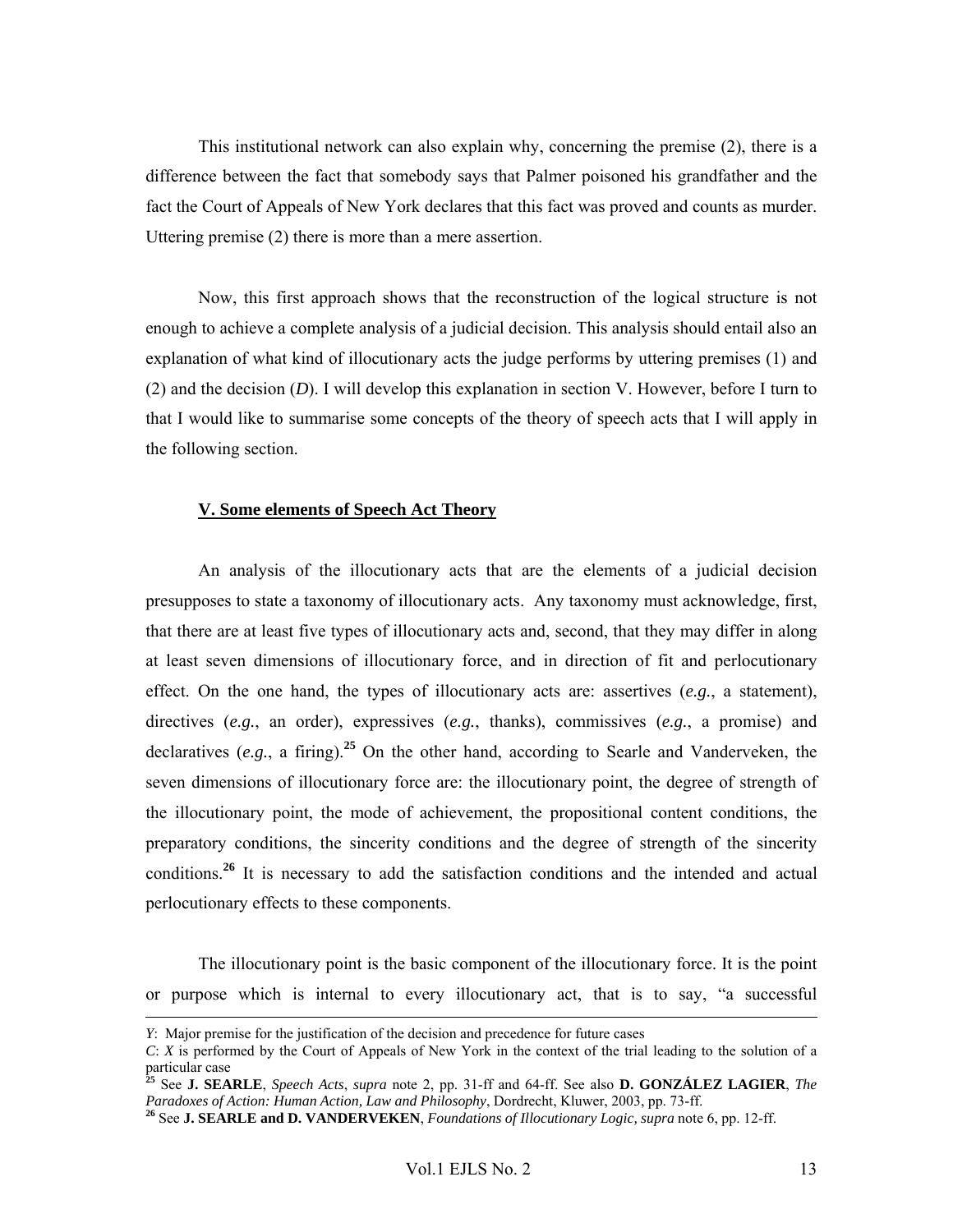This institutional network can also explain why, concerning the premise (2), there is a difference between the fact that somebody says that Palmer poisoned his grandfather and the fact the Court of Appeals of New York declares that this fact was proved and counts as murder. Uttering premise (2) there is more than a mere assertion.

Now, this first approach shows that the reconstruction of the logical structure is not enough to achieve a complete analysis of a judicial decision. This analysis should entail also an explanation of what kind of illocutionary acts the judge performs by uttering premises (1) and (2) and the decision (*D*). I will develop this explanation in section V. However, before I turn to that I would like to summarise some concepts of the theory of speech acts that I will apply in the following section.

## V. Some elements of Speech Act Theory

An analysis of the illocutionary acts that are the elements of a judicial decision presupposes to state a taxonomy of illocutionary acts. Any taxonomy must acknowledge, first, that there are at least five types of illocutionary acts and, second, that they may differ in along at least seven dimensions of illocutionary force, and in direction of fit and perlocutionary effect. On the one hand, the types of illocutionary acts are: assertives (*e.g.*, a statement), directives (*e.g.*, an order), expressives (*e.g.*, thanks), commissives (*e.g.*, a promise) and declaratives (*e.g.*, a firing).[25] On the other hand, according to Searle and Vanderveken, the seven dimensions of illocutionary force are: the illocutionary point, the degree of strength of the illocutionary point, the mode of achievement, the propositional content conditions, the preparatory conditions, the sincerity conditions and the degree of strength of the sincerity conditions.[26] It is necessary to add the satisfaction conditions and the intended and actual perlocutionary effects to these components.

The illocutionary point is the basic component of the illocutionary force. It is the point or purpose which is internal to every illocutionary act, that is to say, "a successful

---

*Y*: Major premise for the justification of the decision and precedence for future cases

*C*: *X* is performed by the Court of Appeals of New York in the context of the trial leading to the solution of a particular case

[25] See **J. SEARLE**, *Speech Acts*, *supra* note 2, pp. 31-ff and 64-ff. See also **D. GONZÁLEZ LAGIER**, *The Paradoxes of Action: Human Action, Law and Philosophy*, Dordrecht, Kluwer, 2003, pp. 73-ff.

[26] See **J. SEARLE and D. VANDERVEKEN**, *Foundations of Illocutionary Logic, supra* note 6, pp. 12-ff.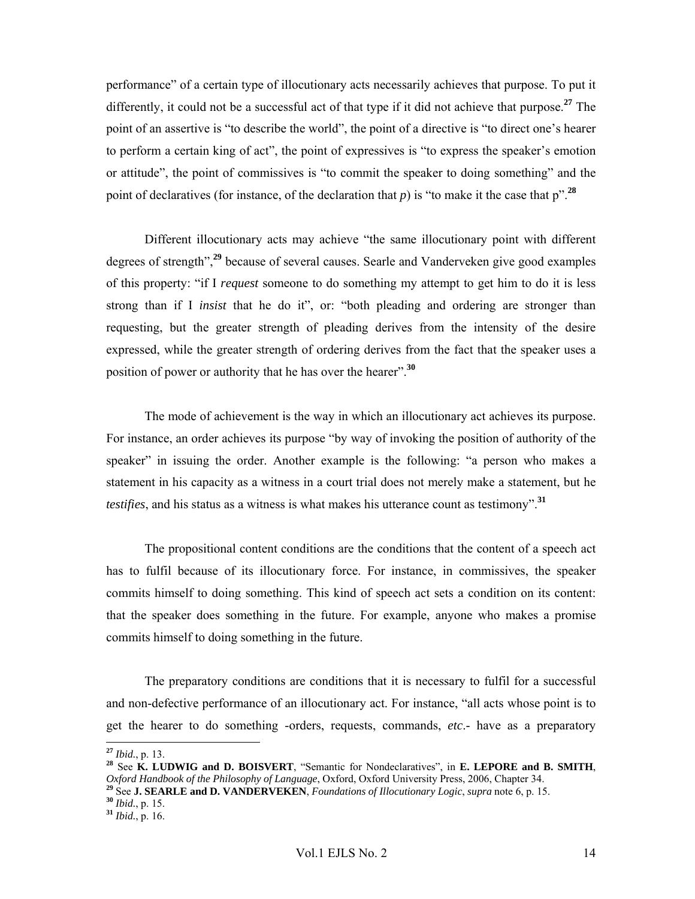performance" of a certain type of illocutionary acts necessarily achieves that purpose. To put it differently, it could not be a successful act of that type if it did not achieve that purpose.[27] The point of an assertive is "to describe the world", the point of a directive is "to direct one's hearer to perform a certain king of act", the point of expressives is "to express the speaker's emotion or attitude", the point of commissives is "to commit the speaker to doing something" and the point of declaratives (for instance, of the declaration that *p*) is "to make it the case that p".[28]

Different illocutionary acts may achieve "the same illocutionary point with different degrees of strength",[29] because of several causes. Searle and Vanderveken give good examples of this property: "if I *request* someone to do something my attempt to get him to do it is less strong than if I *insist* that he do it", or: "both pleading and ordering are stronger than requesting, but the greater strength of pleading derives from the intensity of the desire expressed, while the greater strength of ordering derives from the fact that the speaker uses a position of power or authority that he has over the hearer".[30]

The mode of achievement is the way in which an illocutionary act achieves its purpose. For instance, an order achieves its purpose "by way of invoking the position of authority of the speaker" in issuing the order. Another example is the following: "a person who makes a statement in his capacity as a witness in a court trial does not merely make a statement, but he *testifies*, and his status as a witness is what makes his utterance count as testimony".[31]

The propositional content conditions are the conditions that the content of a speech act has to fulfil because of its illocutionary force. For instance, in commissives, the speaker commits himself to doing something. This kind of speech act sets a condition on its content: that the speaker does something in the future. For example, anyone who makes a promise commits himself to doing something in the future.

The preparatory conditions are conditions that it is necessary to fulfil for a successful and non-defective performance of an illocutionary act. For instance, "all acts whose point is to get the hearer to do something -orders, requests, commands, *etc*.- have as a preparatory

---

[27] *Ibid.*, p. 13.

[28] See **K. LUDWIG and D. BOISVERT**, "Semantic for Nondeclaratives", in **E. LEPORE and B. SMITH**, *Oxford Handbook of the Philosophy of Language*, Oxford, Oxford University Press, 2006, Chapter 34.

[29] See **J. SEARLE and D. VANDERVEKEN**, *Foundations of Illocutionary Logic*, *supra* note 6, p. 15.

[30] *Ibid.*, p. 15.

[31] *Ibid.*, p. 16.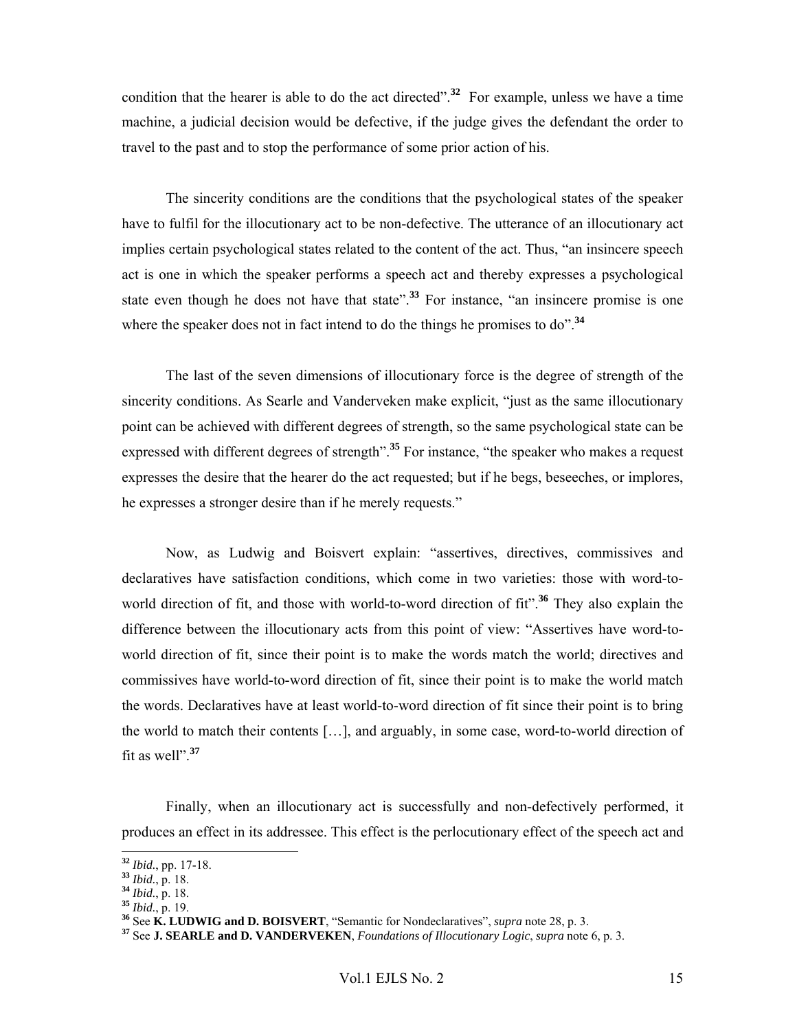condition that the hearer is able to do the act directed".[32] For example, unless we have a time machine, a judicial decision would be defective, if the judge gives the defendant the order to travel to the past and to stop the performance of some prior action of his.

The sincerity conditions are the conditions that the psychological states of the speaker have to fulfil for the illocutionary act to be non-defective. The utterance of an illocutionary act implies certain psychological states related to the content of the act. Thus, "an insincere speech act is one in which the speaker performs a speech act and thereby expresses a psychological state even though he does not have that state".[33] For instance, "an insincere promise is one where the speaker does not in fact intend to do the things he promises to do".[34]

The last of the seven dimensions of illocutionary force is the degree of strength of the sincerity conditions. As Searle and Vanderveken make explicit, "just as the same illocutionary point can be achieved with different degrees of strength, so the same psychological state can be expressed with different degrees of strength".[35] For instance, "the speaker who makes a request expresses the desire that the hearer do the act requested; but if he begs, beseeches, or implores, he expresses a stronger desire than if he merely requests."

Now, as Ludwig and Boisvert explain: "assertives, directives, commissives and declaratives have satisfaction conditions, which come in two varieties: those with word-to-world direction of fit, and those with world-to-word direction of fit".[36] They also explain the difference between the illocutionary acts from this point of view: "Assertives have word-to-world direction of fit, since their point is to make the words match the world; directives and commissives have world-to-word direction of fit, since their point is to make the world match the words. Declaratives have at least world-to-word direction of fit since their point is to bring the world to match their contents […], and arguably, in some case, word-to-world direction of fit as well".[37]

Finally, when an illocutionary act is successfully and non-defectively performed, it produces an effect in its addressee. This effect is the perlocutionary effect of the speech act and

---

[32] *Ibid.*, pp. 17-18.
[33] *Ibid.*, p. 18.
[34] *Ibid.*, p. 18.
[35] *Ibid.*, p. 19.
[36] See **K. LUDWIG and D. BOISVERT**, "Semantic for Nondeclaratives", *supra* note 28, p. 3.
[37] See **J. SEARLE and D. VANDERVEKEN**, *Foundations of Illocutionary Logic*, *supra* note 6, p. 3.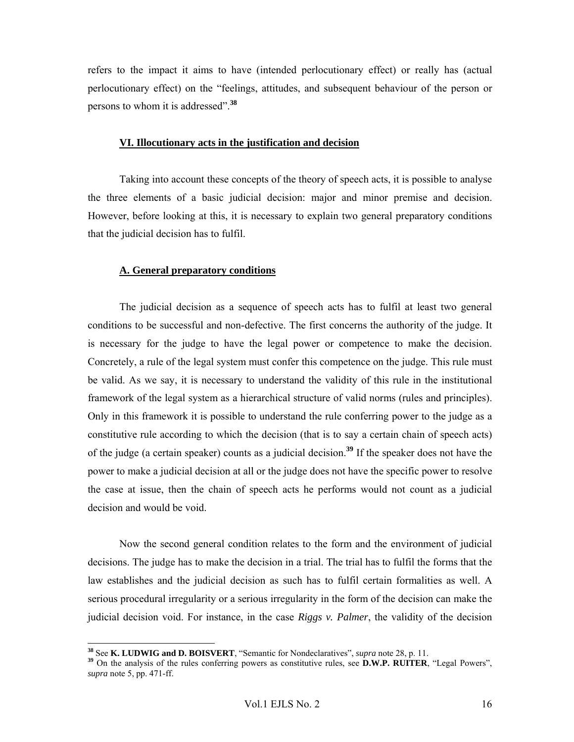refers to the impact it aims to have (intended perlocutionary effect) or really has (actual perlocutionary effect) on the "feelings, attitudes, and subsequent behaviour of the person or persons to whom it is addressed".[38]

## VI. Illocutionary acts in the justification and decision

Taking into account these concepts of the theory of speech acts, it is possible to analyse the three elements of a basic judicial decision: major and minor premise and decision. However, before looking at this, it is necessary to explain two general preparatory conditions that the judicial decision has to fulfil.

### A. General preparatory conditions

The judicial decision as a sequence of speech acts has to fulfil at least two general conditions to be successful and non-defective. The first concerns the authority of the judge. It is necessary for the judge to have the legal power or competence to make the decision. Concretely, a rule of the legal system must confer this competence on the judge. This rule must be valid. As we say, it is necessary to understand the validity of this rule in the institutional framework of the legal system as a hierarchical structure of valid norms (rules and principles). Only in this framework it is possible to understand the rule conferring power to the judge as a constitutive rule according to which the decision (that is to say a certain chain of speech acts) of the judge (a certain speaker) counts as a judicial decision.[39] If the speaker does not have the power to make a judicial decision at all or the judge does not have the specific power to resolve the case at issue, then the chain of speech acts he performs would not count as a judicial decision and would be void.

Now the second general condition relates to the form and the environment of judicial decisions. The judge has to make the decision in a trial. The trial has to fulfil the forms that the law establishes and the judicial decision as such has to fulfil certain formalities as well. A serious procedural irregularity or a serious irregularity in the form of the decision can make the judicial decision void. For instance, in the case *Riggs v. Palmer*, the validity of the decision

---

[38] See **K. LUDWIG and D. BOISVERT**, "Semantic for Nondeclaratives", *supra* note 28, p. 11.

[39] On the analysis of the rules conferring powers as constitutive rules, see **D.W.P. RUITER**, "Legal Powers", *supra* note 5, pp. 471-ff.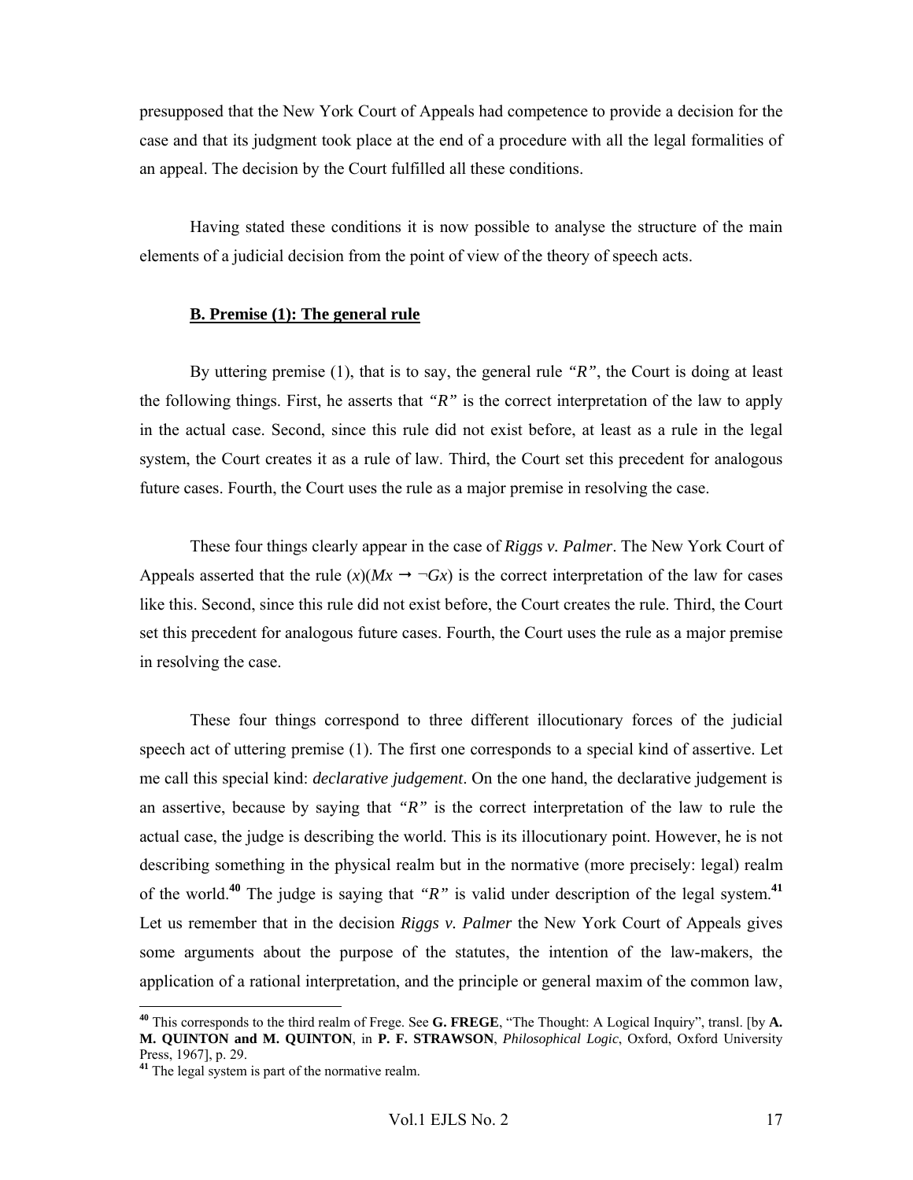presupposed that the New York Court of Appeals had competence to provide a decision for the case and that its judgment took place at the end of a procedure with all the legal formalities of an appeal. The decision by the Court fulfilled all these conditions.

Having stated these conditions it is now possible to analyse the structure of the main elements of a judicial decision from the point of view of the theory of speech acts.

### B. Premise (1): The general rule

By uttering premise (1), that is to say, the general rule *"R"*, the Court is doing at least the following things. First, he asserts that *"R"* is the correct interpretation of the law to apply in the actual case. Second, since this rule did not exist before, at least as a rule in the legal system, the Court creates it as a rule of law. Third, the Court set this precedent for analogous future cases. Fourth, the Court uses the rule as a major premise in resolving the case.

These four things clearly appear in the case of ***Riggs v. Palmer***. The New York Court of Appeals asserted that the rule $(x)(Mx \rightarrow \neg Gx)$ is the correct interpretation of the law for cases like this. Second, since this rule did not exist before, the Court creates the rule. Third, the Court set this precedent for analogous future cases. Fourth, the Court uses the rule as a major premise in resolving the case.

These four things correspond to three different illocutionary forces of the judicial speech act of uttering premise (1). The first one corresponds to a special kind of assertive. Let me call this special kind: *declarative judgement*. On the one hand, the declarative judgement is an assertive, because by saying that *"R"* is the correct interpretation of the law to rule the actual case, the judge is describing the world. This is its illocutionary point. However, he is not describing something in the physical realm but in the normative (more precisely: legal) realm of the world.[40] The judge is saying that *"R"* is valid under description of the legal system.[41] Let us remember that in the decision ***Riggs v. Palmer*** the New York Court of Appeals gives some arguments about the purpose of the statutes, the intention of the law-makers, the application of a rational interpretation, and the principle or general maxim of the common law,

---

[40] This corresponds to the third realm of Frege. See **G. FREGE**, "The Thought: A Logical Inquiry", transl. [by **A. M. QUINTON and M. QUINTON**, in **P. F. STRAWSON**, *Philosophical Logic*, Oxford, Oxford University Press, 1967], p. 29.

[41] The legal system is part of the normative realm.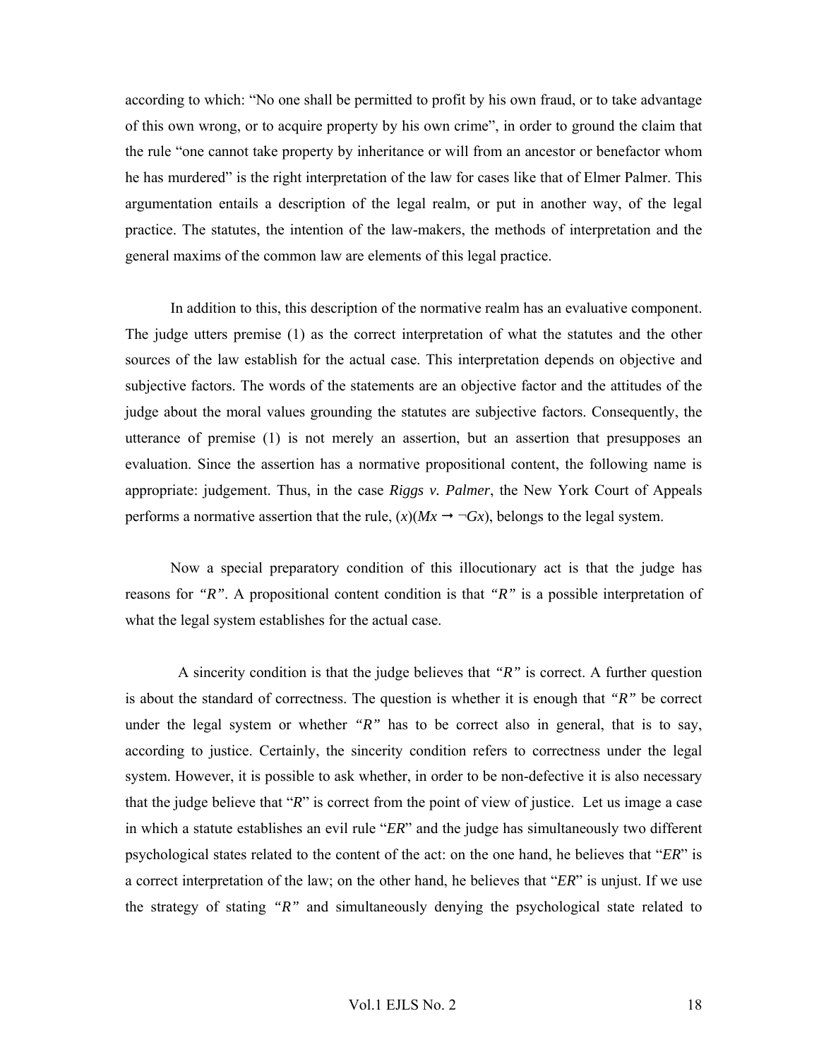according to which: "No one shall be permitted to profit by his own fraud, or to take advantage of this own wrong, or to acquire property by his own crime", in order to ground the claim that the rule "one cannot take property by inheritance or will from an ancestor or benefactor whom he has murdered" is the right interpretation of the law for cases like that of Elmer Palmer. This argumentation entails a description of the legal realm, or put in another way, of the legal practice. The statutes, the intention of the law-makers, the methods of interpretation and the general maxims of the common law are elements of this legal practice.

In addition to this, this description of the normative realm has an evaluative component. The judge utters premise (1) as the correct interpretation of what the statutes and the other sources of the law establish for the actual case. This interpretation depends on objective and subjective factors. The words of the statements are an objective factor and the attitudes of the judge about the moral values grounding the statutes are subjective factors. Consequently, the utterance of premise (1) is not merely an assertion, but an assertion that presupposes an evaluation. Since the assertion has a normative propositional content, the following name is appropriate: judgement. Thus, in the case ***Riggs v. Palmer***, the New York Court of Appeals performs a normative assertion that the rule, $(x)(Mx \rightarrow \neg Gx)$, belongs to the legal system.

Now a special preparatory condition of this illocutionary act is that the judge has reasons for *"R"*. A propositional content condition is that *"R"* is a possible interpretation of what the legal system establishes for the actual case.

A sincerity condition is that the judge believes that *"R"* is correct. A further question is about the standard of correctness. The question is whether it is enough that *"R"* be correct under the legal system or whether *"R"* has to be correct also in general, that is to say, according to justice. Certainly, the sincerity condition refers to correctness under the legal system. However, it is possible to ask whether, in order to be non-defective it is also necessary that the judge believe that "*R*" is correct from the point of view of justice. Let us image a case in which a statute establishes an evil rule "*ER*" and the judge has simultaneously two different psychological states related to the content of the act: on the one hand, he believes that "*ER*" is a correct interpretation of the law; on the other hand, he believes that "*ER*" is unjust. If we use the strategy of stating *"R"* and simultaneously denying the psychological state related to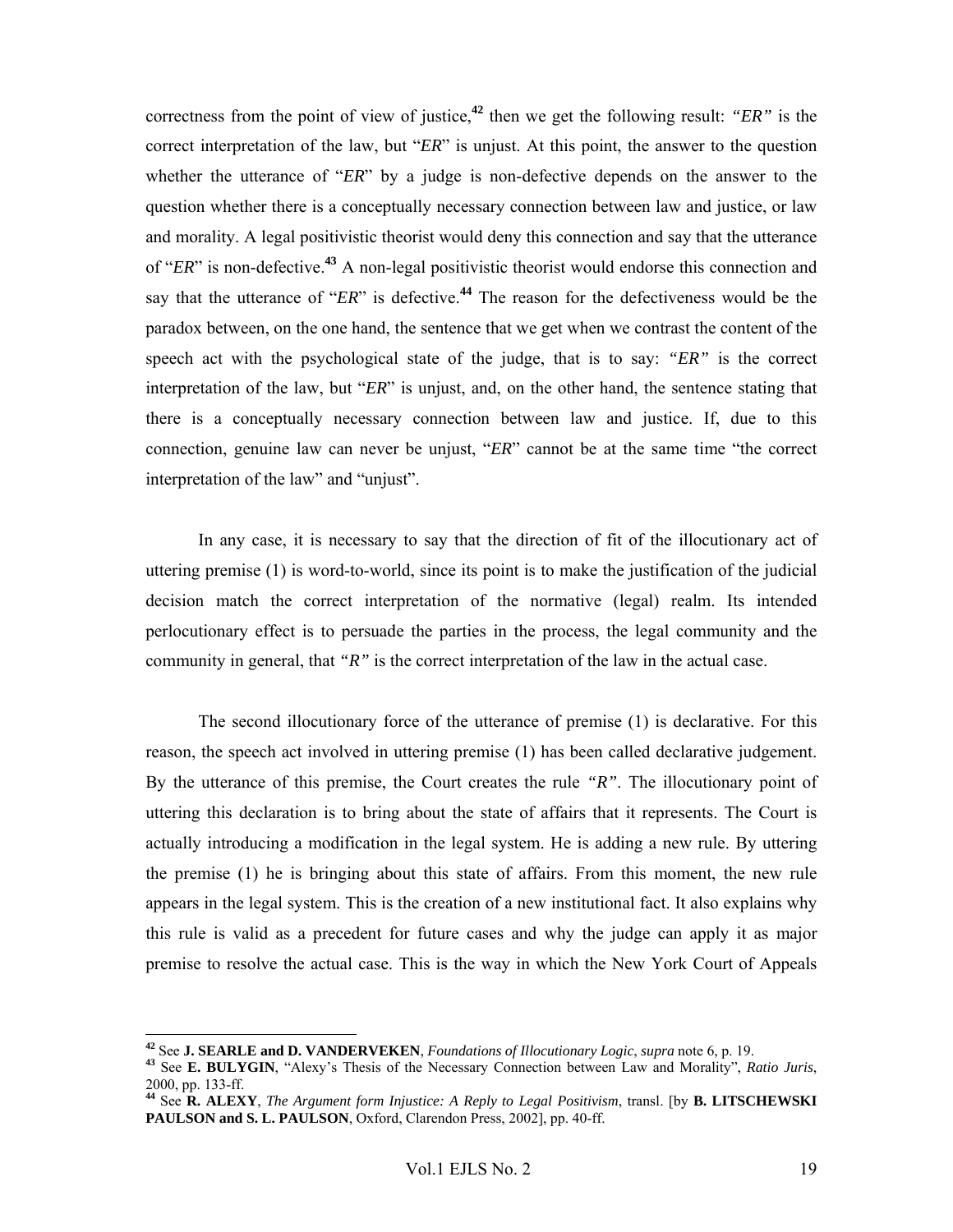correctness from the point of view of justice,[42] then we get the following result: *"ER"* is the correct interpretation of the law, but "*ER*" is unjust. At this point, the answer to the question whether the utterance of "*ER*" by a judge is non-defective depends on the answer to the question whether there is a conceptually necessary connection between law and justice, or law and morality. A legal positivistic theorist would deny this connection and say that the utterance of "*ER*" is non-defective.[43] A non-legal positivistic theorist would endorse this connection and say that the utterance of "*ER*" is defective.[44] The reason for the defectiveness would be the paradox between, on the one hand, the sentence that we get when we contrast the content of the speech act with the psychological state of the judge, that is to say: *"ER"* is the correct interpretation of the law, but "*ER*" is unjust, and, on the other hand, the sentence stating that there is a conceptually necessary connection between law and justice. If, due to this connection, genuine law can never be unjust, "*ER*" cannot be at the same time "the correct interpretation of the law" and "unjust".

In any case, it is necessary to say that the direction of fit of the illocutionary act of uttering premise (1) is word-to-world, since its point is to make the justification of the judicial decision match the correct interpretation of the normative (legal) realm. Its intended perlocutionary effect is to persuade the parties in the process, the legal community and the community in general, that *"R"* is the correct interpretation of the law in the actual case.

The second illocutionary force of the utterance of premise (1) is declarative. For this reason, the speech act involved in uttering premise (1) has been called declarative judgement. By the utterance of this premise, the Court creates the rule *"R"*. The illocutionary point of uttering this declaration is to bring about the state of affairs that it represents. The Court is actually introducing a modification in the legal system. He is adding a new rule. By uttering the premise (1) he is bringing about this state of affairs. From this moment, the new rule appears in the legal system. This is the creation of a new institutional fact. It also explains why this rule is valid as a precedent for future cases and why the judge can apply it as major premise to resolve the actual case. This is the way in which the New York Court of Appeals

---

[42] See **J. SEARLE and D. VANDERVEKEN**, *Foundations of Illocutionary Logic*, *supra* note 6, p. 19.

[43] See **E. BULYGIN**, "Alexy's Thesis of the Necessary Connection between Law and Morality", *Ratio Juris*, 2000, pp. 133-ff.

[44] See **R. ALEXY**, *The Argument form Injustice: A Reply to Legal Positivism*, transl. [by **B. LITSCHEWSKI PAULSON and S. L. PAULSON**, Oxford, Clarendon Press, 2002], pp. 40-ff.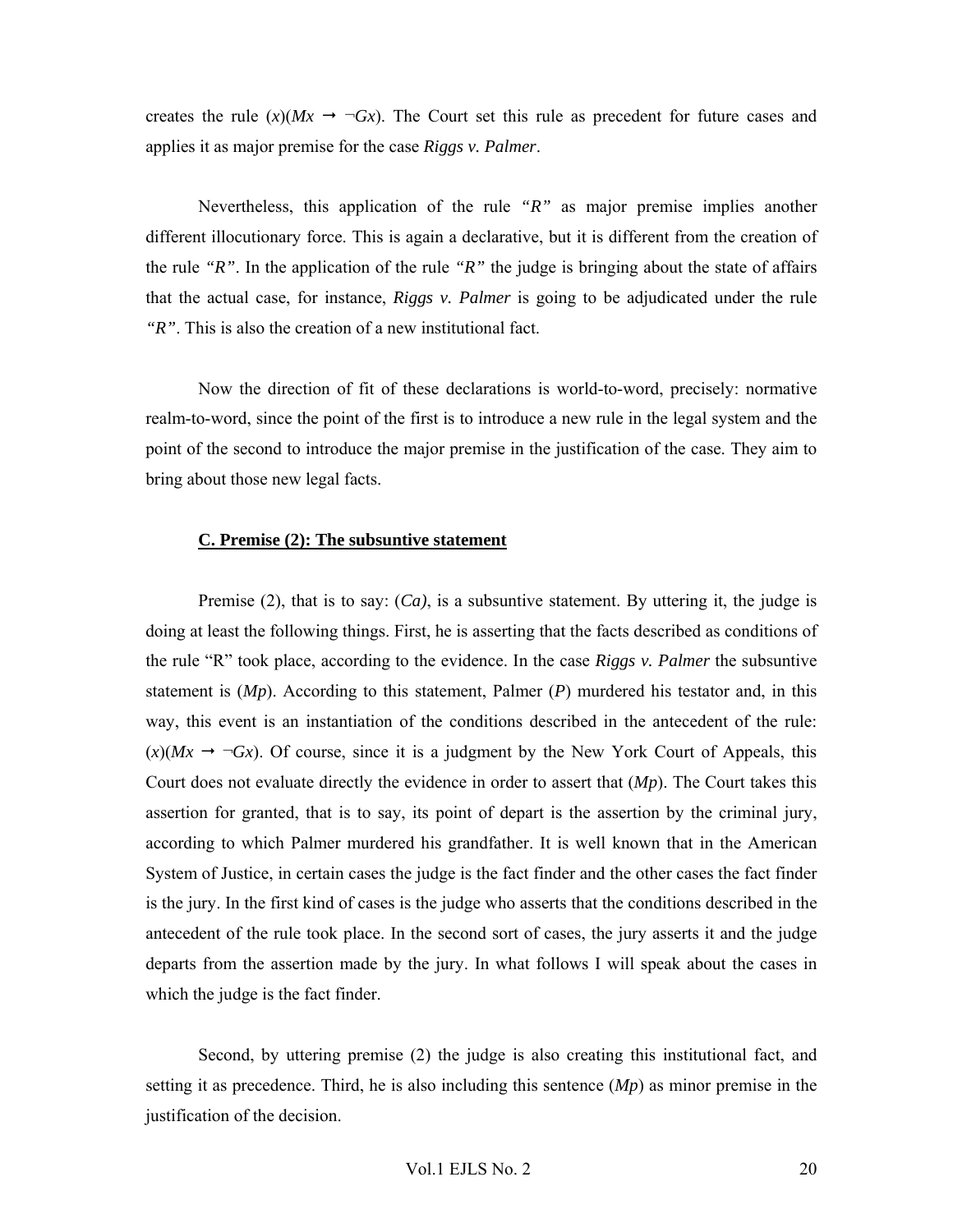creates the rule $(x)(Mx \rightarrow \neg Gx)$. The Court set this rule as precedent for future cases and applies it as major premise for the case ***Riggs v. Palmer***.

Nevertheless, this application of the rule *"R"* as major premise implies another different illocutionary force. This is again a declarative, but it is different from the creation of the rule *"R"*. In the application of the rule *"R"* the judge is bringing about the state of affairs that the actual case, for instance, ***Riggs v. Palmer*** is going to be adjudicated under the rule *"R"*. This is also the creation of a new institutional fact.

Now the direction of fit of these declarations is world-to-word, precisely: normative realm-to-word, since the point of the first is to introduce a new rule in the legal system and the point of the second to introduce the major premise in the justification of the case. They aim to bring about those new legal facts.

### C. Premise (2): The subsuntive statement

Premise (2), that is to say: $(Ca)$, is a subsuntive statement. By uttering it, the judge is doing at least the following things. First, he is asserting that the facts described as conditions of the rule "R" took place, according to the evidence. In the case ***Riggs v. Palmer*** the subsuntive statement is $(Mp)$. According to this statement, Palmer $(P)$ murdered his testator and, in this way, this event is an instantiation of the conditions described in the antecedent of the rule: $(x)(Mx \rightarrow \neg Gx)$. Of course, since it is a judgment by the New York Court of Appeals, this Court does not evaluate directly the evidence in order to assert that $(Mp)$. The Court takes this assertion for granted, that is to say, its point of depart is the assertion by the criminal jury, according to which Palmer murdered his grandfather. It is well known that in the American System of Justice, in certain cases the judge is the fact finder and the other cases the fact finder is the jury. In the first kind of cases is the judge who asserts that the conditions described in the antecedent of the rule took place. In the second sort of cases, the jury asserts it and the judge departs from the assertion made by the jury. In what follows I will speak about the cases in which the judge is the fact finder.

Second, by uttering premise (2) the judge is also creating this institutional fact, and setting it as precedence. Third, he is also including this sentence $(Mp)$ as minor premise in the justification of the decision.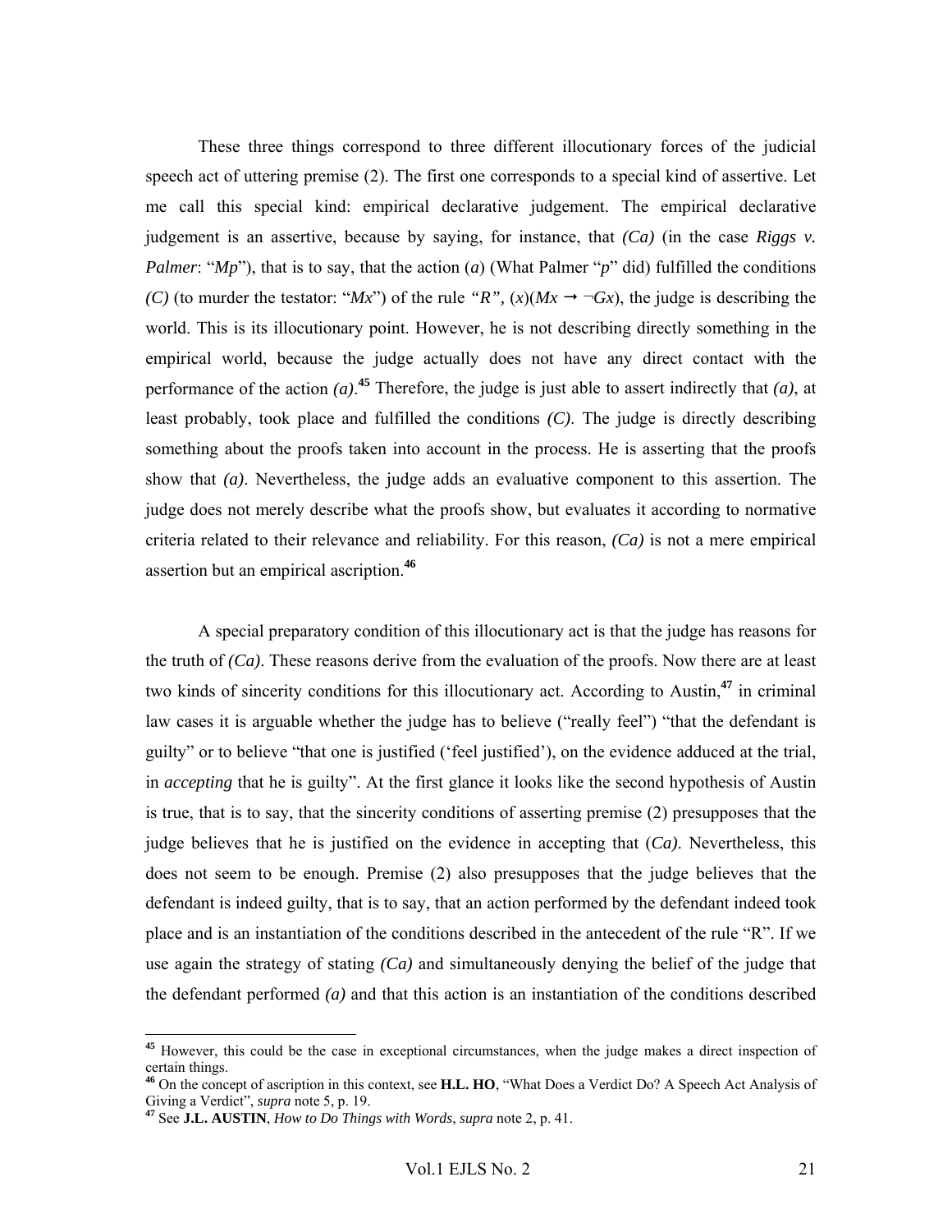These three things correspond to three different illocutionary forces of the judicial speech act of uttering premise (2). The first one corresponds to a special kind of assertive. Let me call this special kind: empirical declarative judgement. The empirical declarative judgement is an assertive, because by saying, for instance, that *(Ca)* (in the case *Riggs v. Palmer*: "*Mp*"), that is to say, that the action (*a*) (What Palmer "*p*" did) fulfilled the conditions *(C)* (to murder the testator: "*Mx*") of the rule *"R"*, $(x)(Mx \rightarrow \neg Gx)$, the judge is describing the world. This is its illocutionary point. However, he is not describing directly something in the empirical world, because the judge actually does not have any direct contact with the performance of the action *(a)*.[45] Therefore, the judge is just able to assert indirectly that *(a)*, at least probably, took place and fulfilled the conditions *(C)*. The judge is directly describing something about the proofs taken into account in the process. He is asserting that the proofs show that *(a)*. Nevertheless, the judge adds an evaluative component to this assertion. The judge does not merely describe what the proofs show, but evaluates it according to normative criteria related to their relevance and reliability. For this reason, *(Ca)* is not a mere empirical assertion but an empirical ascription.[46]

A special preparatory condition of this illocutionary act is that the judge has reasons for the truth of *(Ca)*. These reasons derive from the evaluation of the proofs. Now there are at least two kinds of sincerity conditions for this illocutionary act. According to Austin,[47] in criminal law cases it is arguable whether the judge has to believe ("really feel") "that the defendant is guilty" or to believe "that one is justified ('feel justified'), on the evidence adduced at the trial, in *accepting* that he is guilty". At the first glance it looks like the second hypothesis of Austin is true, that is to say, that the sincerity conditions of asserting premise (2) presupposes that the judge believes that he is justified on the evidence in accepting that (*Ca)*. Nevertheless, this does not seem to be enough. Premise (2) also presupposes that the judge believes that the defendant is indeed guilty, that is to say, that an action performed by the defendant indeed took place and is an instantiation of the conditions described in the antecedent of the rule "R". If we use again the strategy of stating *(Ca)* and simultaneously denying the belief of the judge that the defendant performed *(a)* and that this action is an instantiation of the conditions described

---

[45] However, this could be the case in exceptional circumstances, when the judge makes a direct inspection of certain things.

[46] On the concept of ascription in this context, see **H.L. HO**, "What Does a Verdict Do? A Speech Act Analysis of Giving a Verdict", *supra* note 5, p. 19.

[47] See **J.L. AUSTIN**, *How to Do Things with Words*, *supra* note 2, p. 41.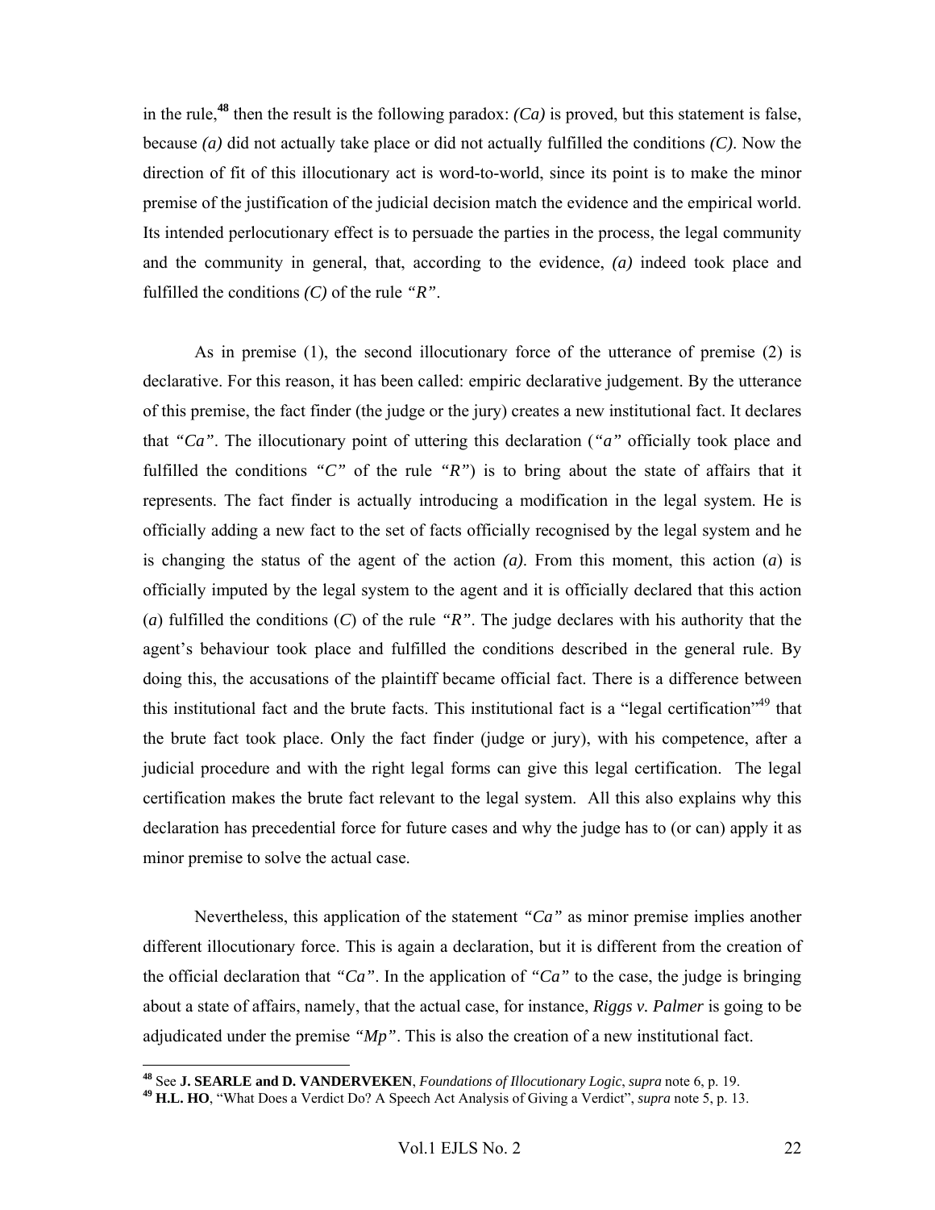in the rule,[48] then the result is the following paradox: *(Ca)* is proved, but this statement is false, because *(a)* did not actually take place or did not actually fulfilled the conditions *(C)*. Now the direction of fit of this illocutionary act is word-to-world, since its point is to make the minor premise of the justification of the judicial decision match the evidence and the empirical world. Its intended perlocutionary effect is to persuade the parties in the process, the legal community and the community in general, that, according to the evidence, *(a)* indeed took place and fulfilled the conditions *(C)* of the rule *"R"*.

As in premise (1), the second illocutionary force of the utterance of premise (2) is declarative. For this reason, it has been called: empiric declarative judgement. By the utterance of this premise, the fact finder (the judge or the jury) creates a new institutional fact. It declares that *"Ca"*. The illocutionary point of uttering this declaration (*"a"* officially took place and fulfilled the conditions *"C"* of the rule *"R"*) is to bring about the state of affairs that it represents. The fact finder is actually introducing a modification in the legal system. He is officially adding a new fact to the set of facts officially recognised by the legal system and he is changing the status of the agent of the action *(a)*. From this moment, this action (*a*) is officially imputed by the legal system to the agent and it is officially declared that this action (*a*) fulfilled the conditions (*C*) of the rule *"R"*. The judge declares with his authority that the agent's behaviour took place and fulfilled the conditions described in the general rule. By doing this, the accusations of the plaintiff became official fact. There is a difference between this institutional fact and the brute facts. This institutional fact is a "legal certification"[49] that the brute fact took place. Only the fact finder (judge or jury), with his competence, after a judicial procedure and with the right legal forms can give this legal certification. The legal certification makes the brute fact relevant to the legal system. All this also explains why this declaration has precedential force for future cases and why the judge has to (or can) apply it as minor premise to solve the actual case.

Nevertheless, this application of the statement *"Ca"* as minor premise implies another different illocutionary force. This is again a declaration, but it is different from the creation of the official declaration that *"Ca"*. In the application of *"Ca"* to the case, the judge is bringing about a state of affairs, namely, that the actual case, for instance, ***Riggs v. Palmer*** is going to be adjudicated under the premise *"Mp"*. This is also the creation of a new institutional fact.

---

[48] See **J. SEARLE and D. VANDERVEKEN**, *Foundations of Illocutionary Logic*, *supra* note 6, p. 19.

[49] **H.L. HO**, "What Does a Verdict Do? A Speech Act Analysis of Giving a Verdict", *supra* note 5, p. 13.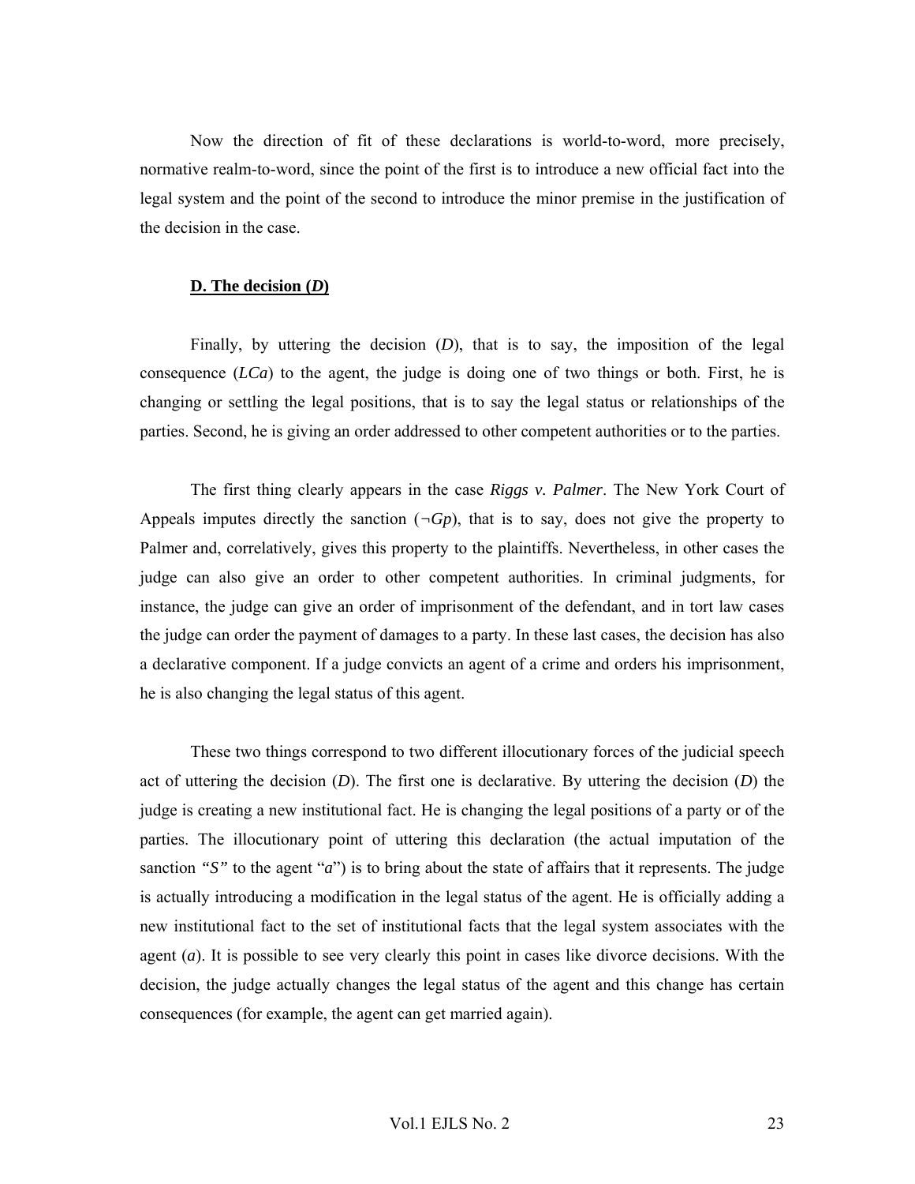Now the direction of fit of these declarations is world-to-word, more precisely, normative realm-to-word, since the point of the first is to introduce a new official fact into the legal system and the point of the second to introduce the minor premise in the justification of the decision in the case.

### D. The decision (*D*)

Finally, by uttering the decision (*D*), that is to say, the imposition of the legal consequence (*LCa*) to the agent, the judge is doing one of two things or both. First, he is changing or settling the legal positions, that is to say the legal status or relationships of the parties. Second, he is giving an order addressed to other competent authorities or to the parties.

The first thing clearly appears in the case *Riggs v. Palmer*. The New York Court of Appeals imputes directly the sanction ($\neg Gp$), that is to say, does not give the property to Palmer and, correlatively, gives this property to the plaintiffs. Nevertheless, in other cases the judge can also give an order to other competent authorities. In criminal judgments, for instance, the judge can give an order of imprisonment of the defendant, and in tort law cases the judge can order the payment of damages to a party. In these last cases, the decision has also a declarative component. If a judge convicts an agent of a crime and orders his imprisonment, he is also changing the legal status of this agent.

These two things correspond to two different illocutionary forces of the judicial speech act of uttering the decision (*D*). The first one is declarative. By uttering the decision (*D*) the judge is creating a new institutional fact. He is changing the legal positions of a party or of the parties. The illocutionary point of uttering this declaration (the actual imputation of the sanction *"S"* to the agent "*a*") is to bring about the state of affairs that it represents. The judge is actually introducing a modification in the legal status of the agent. He is officially adding a new institutional fact to the set of institutional facts that the legal system associates with the agent (*a*). It is possible to see very clearly this point in cases like divorce decisions. With the decision, the judge actually changes the legal status of the agent and this change has certain consequences (for example, the agent can get married again).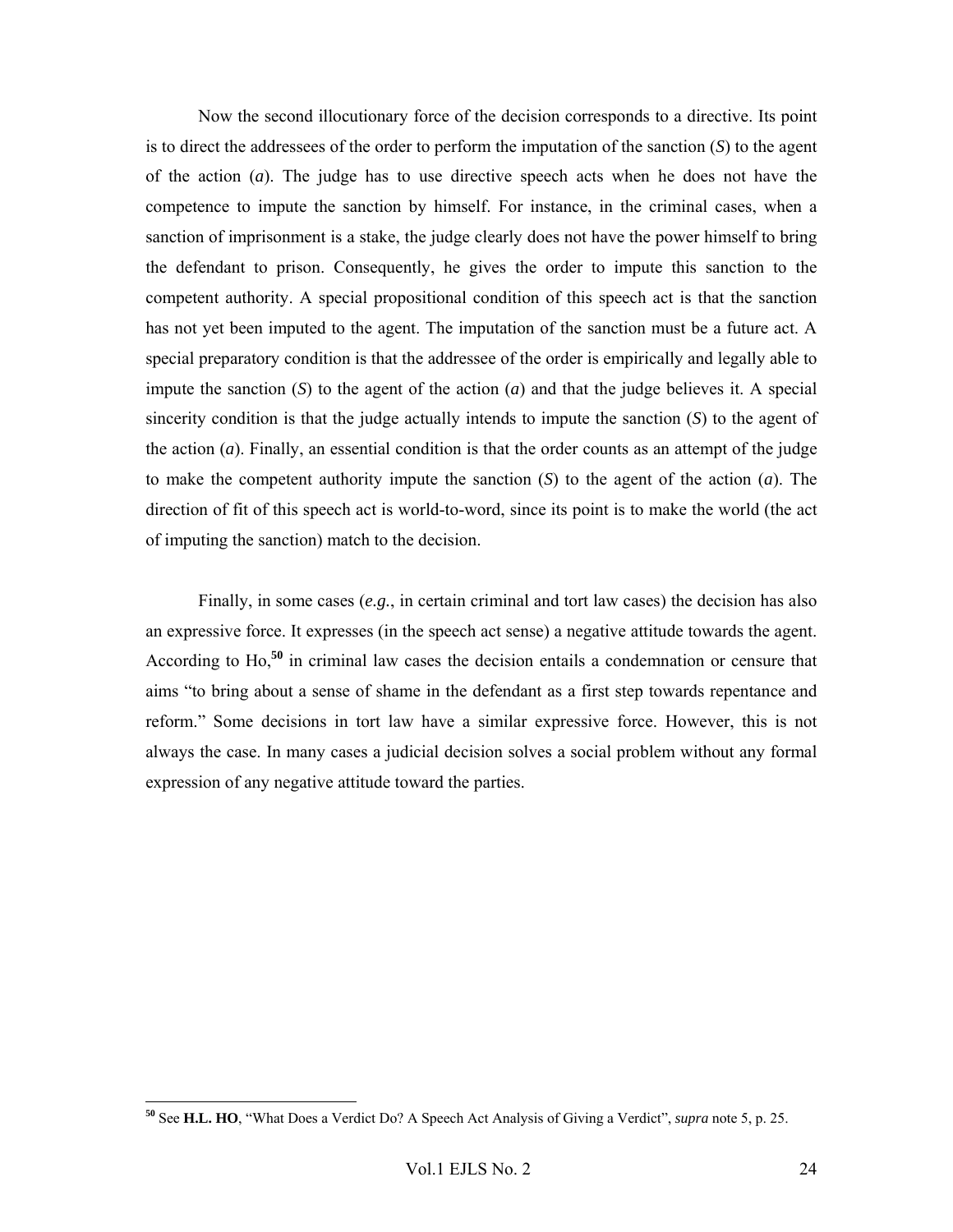Now the second illocutionary force of the decision corresponds to a directive. Its point is to direct the addressees of the order to perform the imputation of the sanction (*S*) to the agent of the action (*a*). The judge has to use directive speech acts when he does not have the competence to impute the sanction by himself. For instance, in the criminal cases, when a sanction of imprisonment is a stake, the judge clearly does not have the power himself to bring the defendant to prison. Consequently, he gives the order to impute this sanction to the competent authority. A special propositional condition of this speech act is that the sanction has not yet been imputed to the agent. The imputation of the sanction must be a future act. A special preparatory condition is that the addressee of the order is empirically and legally able to impute the sanction (*S*) to the agent of the action (*a*) and that the judge believes it. A special sincerity condition is that the judge actually intends to impute the sanction (*S*) to the agent of the action (*a*). Finally, an essential condition is that the order counts as an attempt of the judge to make the competent authority impute the sanction (*S*) to the agent of the action (*a*). The direction of fit of this speech act is world-to-word, since its point is to make the world (the act of imputing the sanction) match to the decision.

Finally, in some cases (*e.g.*, in certain criminal and tort law cases) the decision has also an expressive force. It expresses (in the speech act sense) a negative attitude towards the agent. According to Ho,[50] in criminal law cases the decision entails a condemnation or censure that aims "to bring about a sense of shame in the defendant as a first step towards repentance and reform." Some decisions in tort law have a similar expressive force. However, this is not always the case. In many cases a judicial decision solves a social problem without any formal expression of any negative attitude toward the parties.

---

[50] See **H.L. HO**, "What Does a Verdict Do? A Speech Act Analysis of Giving a Verdict", *supra* note 5, p. 25.